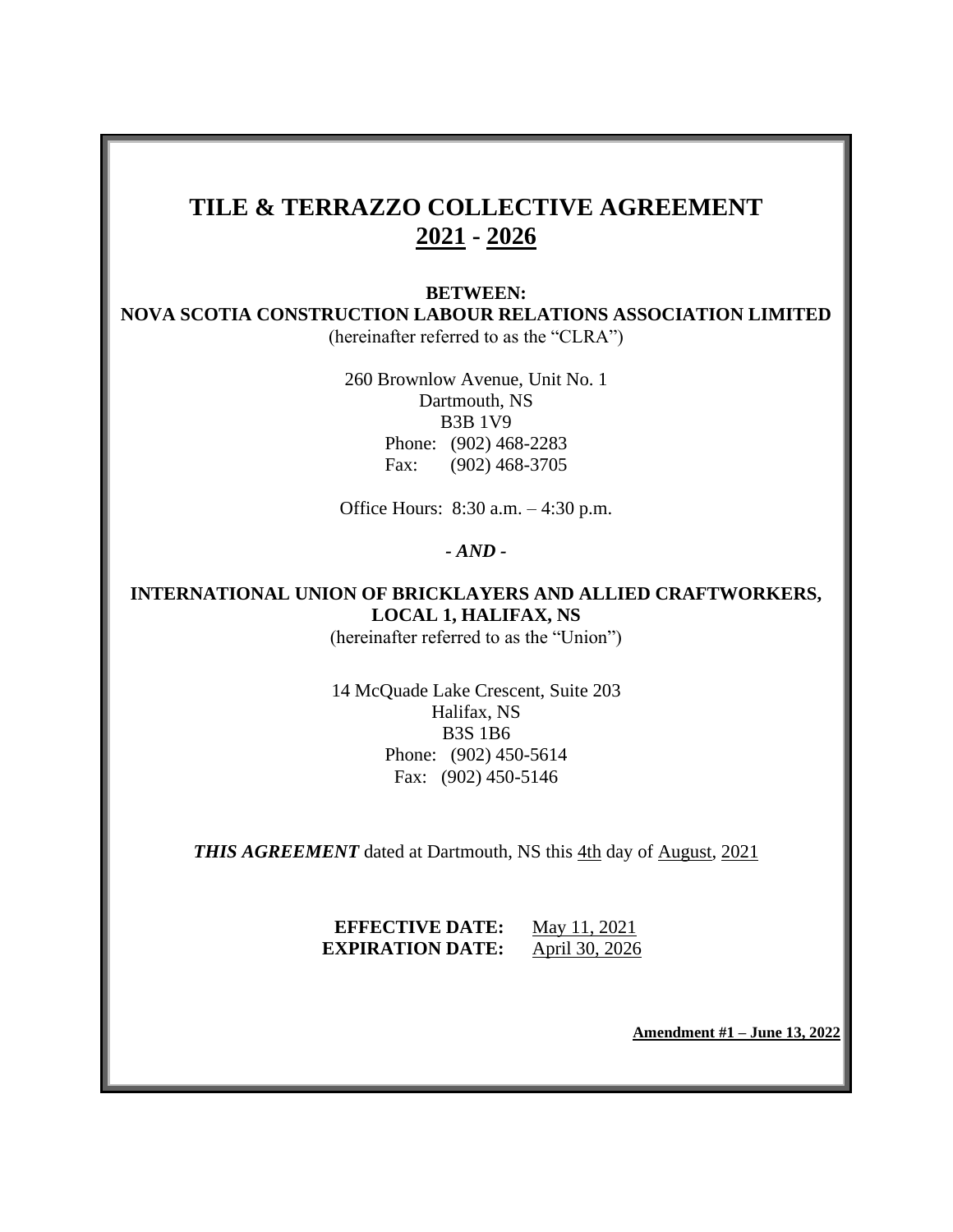# TILE & TERRAZZO COLLECTIVE AGREEMENT
# 2021 - 2026

**BETWEEN:**

**NOVA SCOTIA CONSTRUCTION LABOUR RELATIONS ASSOCIATION LIMITED**

(hereinafter referred to as the "CLRA")

260 Brownlow Avenue, Unit No. 1
Dartmouth, NS
B3B 1V9
Phone: (902) 468-2283
Fax: (902) 468-3705

Office Hours: 8:30 a.m. – 4:30 p.m.

***- AND -***

**INTERNATIONAL UNION OF BRICKLAYERS AND ALLIED CRAFTWORKERS, LOCAL 1, HALIFAX, NS**

(hereinafter referred to as the "Union")

14 McQuade Lake Crescent, Suite 203
Halifax, NS
B3S 1B6
Phone: (902) 450-5614
Fax: (902) 450-5146

***THIS AGREEMENT*** dated at Dartmouth, NS this 4th day of August, 2021

**EFFECTIVE DATE:** May 11, 2021
**EXPIRATION DATE:** April 30, 2026

**Amendment #1 – June 13, 2022**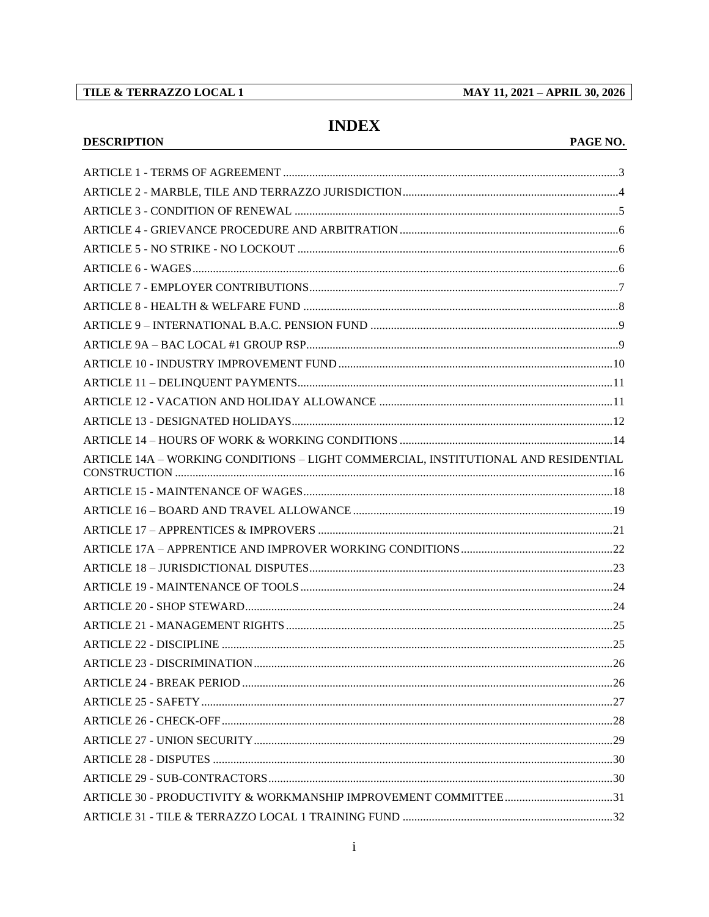# INDEX

| DESCRIPTION | PAGE NO. |
| --- | --- |
| ARTICLE 1 - TERMS OF AGREEMENT | 3 |
| ARTICLE 2 - MARBLE, TILE AND TERRAZZO JURISDICTION | 4 |
| ARTICLE 3 - CONDITION OF RENEWAL | 5 |
| ARTICLE 4 - GRIEVANCE PROCEDURE AND ARBITRATION | 6 |
| ARTICLE 5 - NO STRIKE - NO LOCKOUT | 6 |
| ARTICLE 6 - WAGES | 6 |
| ARTICLE 7 - EMPLOYER CONTRIBUTIONS | 7 |
| ARTICLE 8 - HEALTH & WELFARE FUND | 8 |
| ARTICLE 9 – INTERNATIONAL B.A.C. PENSION FUND | 9 |
| ARTICLE 9A – BAC LOCAL #1 GROUP RSP | 9 |
| ARTICLE 10 - INDUSTRY IMPROVEMENT FUND | 10 |
| ARTICLE 11 – DELINQUENT PAYMENTS | 11 |
| ARTICLE 12 - VACATION AND HOLIDAY ALLOWANCE | 11 |
| ARTICLE 13 - DESIGNATED HOLIDAYS | 12 |
| ARTICLE 14 – HOURS OF WORK & WORKING CONDITIONS | 14 |
| ARTICLE 14A – WORKING CONDITIONS – LIGHT COMMERCIAL, INSTITUTIONAL AND RESIDENTIAL CONSTRUCTION | 16 |
| ARTICLE 15 - MAINTENANCE OF WAGES | 18 |
| ARTICLE 16 – BOARD AND TRAVEL ALLOWANCE | 19 |
| ARTICLE 17 – APPRENTICES & IMPROVERS | 21 |
| ARTICLE 17A – APPRENTICE AND IMPROVER WORKING CONDITIONS | 22 |
| ARTICLE 18 – JURISDICTIONAL DISPUTES | 23 |
| ARTICLE 19 - MAINTENANCE OF TOOLS | 24 |
| ARTICLE 20 - SHOP STEWARD | 24 |
| ARTICLE 21 - MANAGEMENT RIGHTS | 25 |
| ARTICLE 22 - DISCIPLINE | 25 |
| ARTICLE 23 - DISCRIMINATION | 26 |
| ARTICLE 24 - BREAK PERIOD | 26 |
| ARTICLE 25 - SAFETY | 27 |
| ARTICLE 26 - CHECK-OFF | 28 |
| ARTICLE 27 - UNION SECURITY | 29 |
| ARTICLE 28 - DISPUTES | 30 |
| ARTICLE 29 - SUB-CONTRACTORS | 30 |
| ARTICLE 30 - PRODUCTIVITY & WORKMANSHIP IMPROVEMENT COMMITTEE | 31 |
| ARTICLE 31 - TILE & TERRAZZO LOCAL 1 TRAINING FUND | 32 |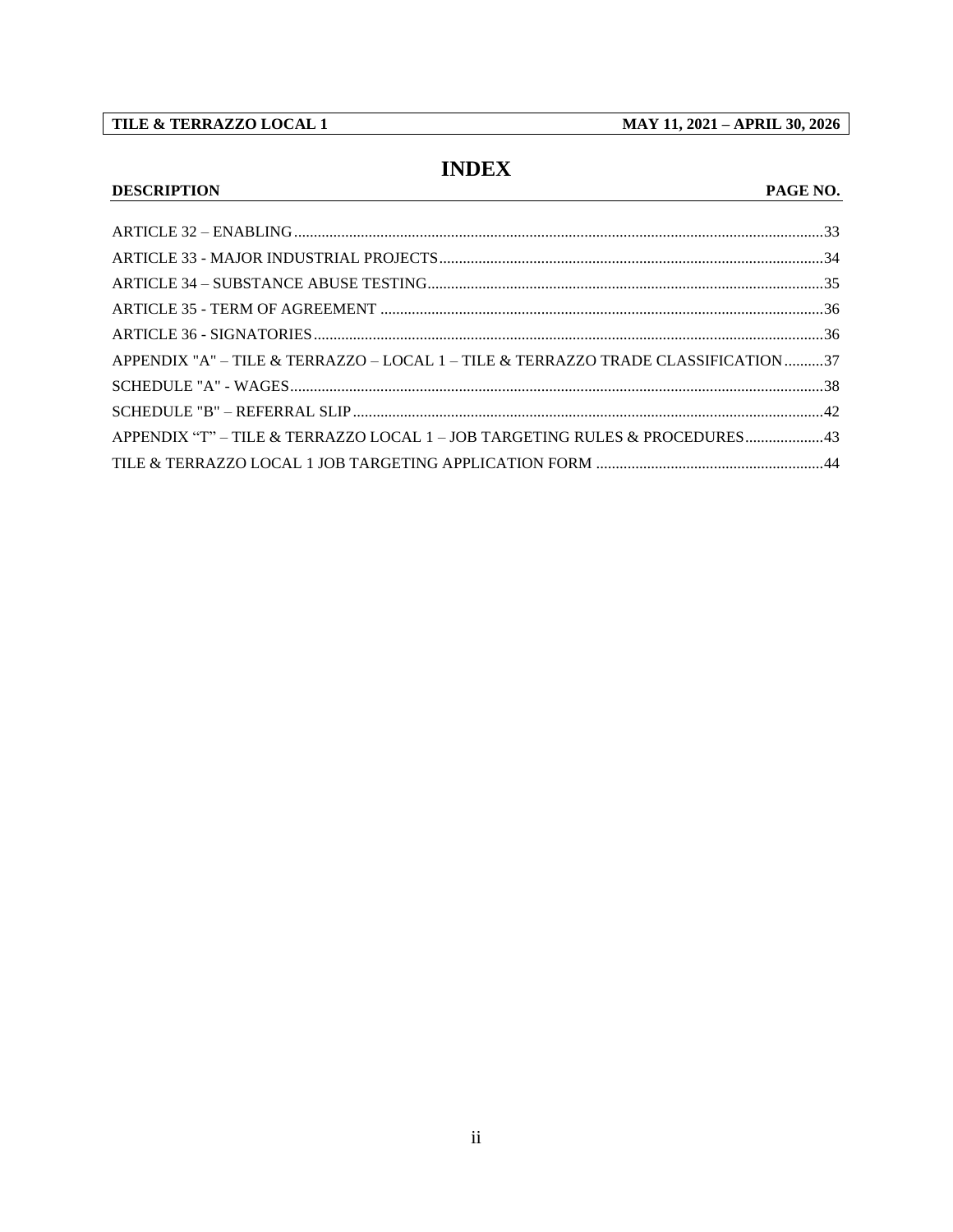# INDEX

| DESCRIPTION | PAGE NO. |
|---|---|
| ARTICLE 32 – ENABLING | 33 |
| ARTICLE 33 - MAJOR INDUSTRIAL PROJECTS | 34 |
| ARTICLE 34 – SUBSTANCE ABUSE TESTING | 35 |
| ARTICLE 35 - TERM OF AGREEMENT | 36 |
| ARTICLE 36 - SIGNATORIES | 36 |
| APPENDIX "A" – TILE & TERRAZZO – LOCAL 1 – TILE & TERRAZZO TRADE CLASSIFICATION | 37 |
| SCHEDULE "A" - WAGES | 38 |
| SCHEDULE "B" – REFERRAL SLIP | 42 |
| APPENDIX "T" – TILE & TERRAZZO LOCAL 1 – JOB TARGETING RULES & PROCEDURES | 43 |
| TILE & TERRAZZO LOCAL 1 JOB TARGETING APPLICATION FORM | 44 |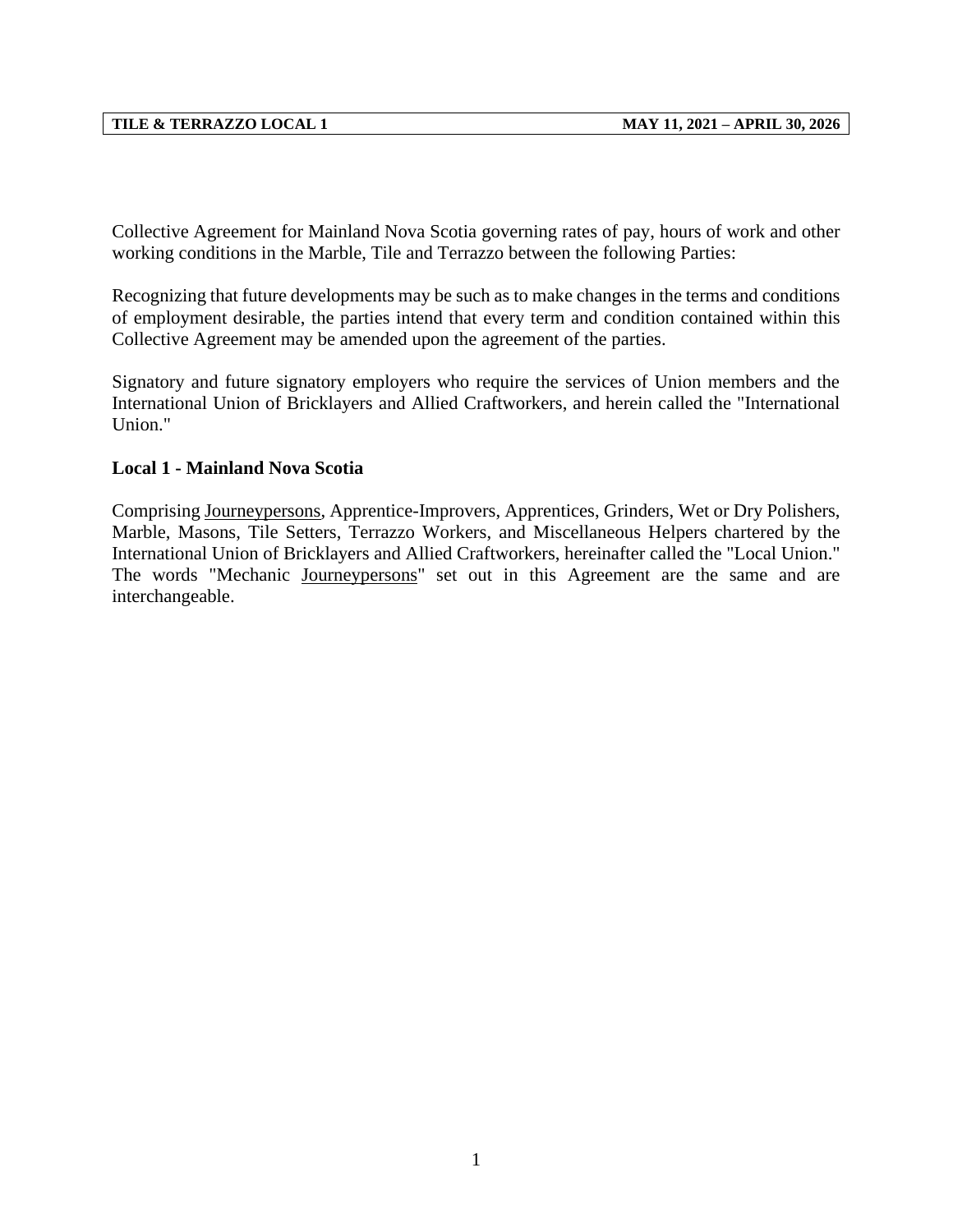Collective Agreement for Mainland Nova Scotia governing rates of pay, hours of work and other working conditions in the Marble, Tile and Terrazzo between the following Parties:

Recognizing that future developments may be such as to make changes in the terms and conditions of employment desirable, the parties intend that every term and condition contained within this Collective Agreement may be amended upon the agreement of the parties.

Signatory and future signatory employers who require the services of Union members and the International Union of Bricklayers and Allied Craftworkers, and herein called the "International Union."

**Local 1 - Mainland Nova Scotia**

Comprising <u>Journeypersons</u>, Apprentice-Improvers, Apprentices, Grinders, Wet or Dry Polishers, Marble, Masons, Tile Setters, Terrazzo Workers, and Miscellaneous Helpers chartered by the International Union of Bricklayers and Allied Craftworkers, hereinafter called the "Local Union." The words "Mechanic <u>Journeypersons</u>" set out in this Agreement are the same and are interchangeable.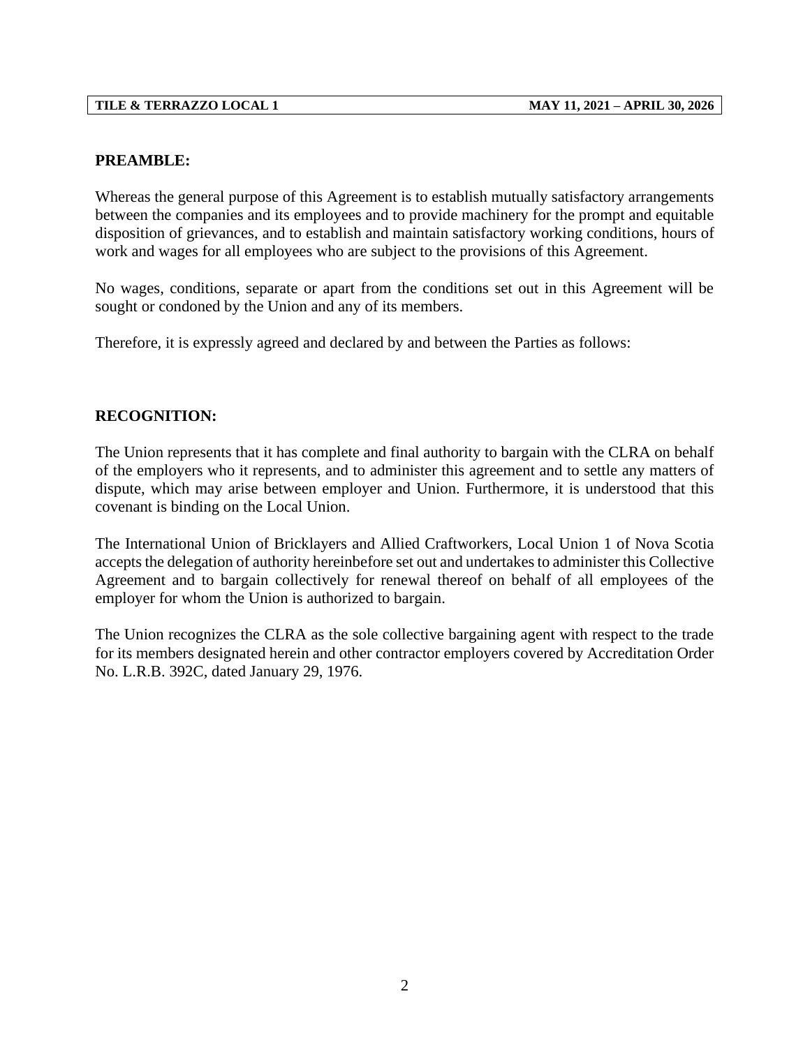## PREAMBLE:

Whereas the general purpose of this Agreement is to establish mutually satisfactory arrangements between the companies and its employees and to provide machinery for the prompt and equitable disposition of grievances, and to establish and maintain satisfactory working conditions, hours of work and wages for all employees who are subject to the provisions of this Agreement.

No wages, conditions, separate or apart from the conditions set out in this Agreement will be sought or condoned by the Union and any of its members.

Therefore, it is expressly agreed and declared by and between the Parties as follows:

## RECOGNITION:

The Union represents that it has complete and final authority to bargain with the CLRA on behalf of the employers who it represents, and to administer this agreement and to settle any matters of dispute, which may arise between employer and Union. Furthermore, it is understood that this covenant is binding on the Local Union.

The International Union of Bricklayers and Allied Craftworkers, Local Union 1 of Nova Scotia accepts the delegation of authority hereinbefore set out and undertakes to administer this Collective Agreement and to bargain collectively for renewal thereof on behalf of all employees of the employer for whom the Union is authorized to bargain.

The Union recognizes the CLRA as the sole collective bargaining agent with respect to the trade for its members designated herein and other contractor employers covered by Accreditation Order No. L.R.B. 392C, dated January 29, 1976.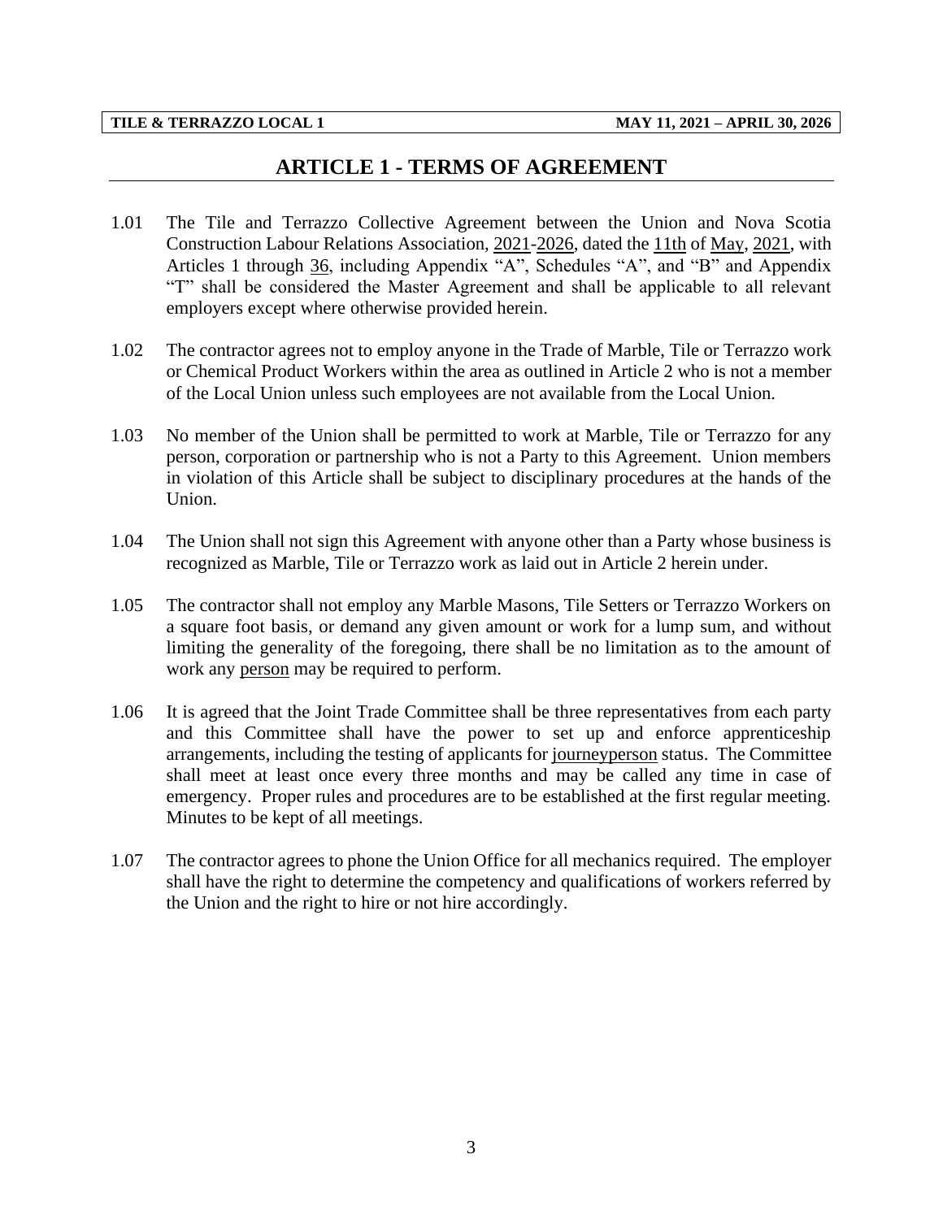# ARTICLE 1 - TERMS OF AGREEMENT

1.01 The Tile and Terrazzo Collective Agreement between the Union and Nova Scotia Construction Labour Relations Association, 2021-2026, dated the 11th of May, 2021, with Articles 1 through 36, including Appendix "A", Schedules "A", and "B" and Appendix "T" shall be considered the Master Agreement and shall be applicable to all relevant employers except where otherwise provided herein.

1.02 The contractor agrees not to employ anyone in the Trade of Marble, Tile or Terrazzo work or Chemical Product Workers within the area as outlined in Article 2 who is not a member of the Local Union unless such employees are not available from the Local Union.

1.03 No member of the Union shall be permitted to work at Marble, Tile or Terrazzo for any person, corporation or partnership who is not a Party to this Agreement. Union members in violation of this Article shall be subject to disciplinary procedures at the hands of the Union.

1.04 The Union shall not sign this Agreement with anyone other than a Party whose business is recognized as Marble, Tile or Terrazzo work as laid out in Article 2 herein under.

1.05 The contractor shall not employ any Marble Masons, Tile Setters or Terrazzo Workers on a square foot basis, or demand any given amount or work for a lump sum, and without limiting the generality of the foregoing, there shall be no limitation as to the amount of work any person may be required to perform.

1.06 It is agreed that the Joint Trade Committee shall be three representatives from each party and this Committee shall have the power to set up and enforce apprenticeship arrangements, including the testing of applicants for journeyperson status. The Committee shall meet at least once every three months and may be called any time in case of emergency. Proper rules and procedures are to be established at the first regular meeting. Minutes to be kept of all meetings.

1.07 The contractor agrees to phone the Union Office for all mechanics required. The employer shall have the right to determine the competency and qualifications of workers referred by the Union and the right to hire or not hire accordingly.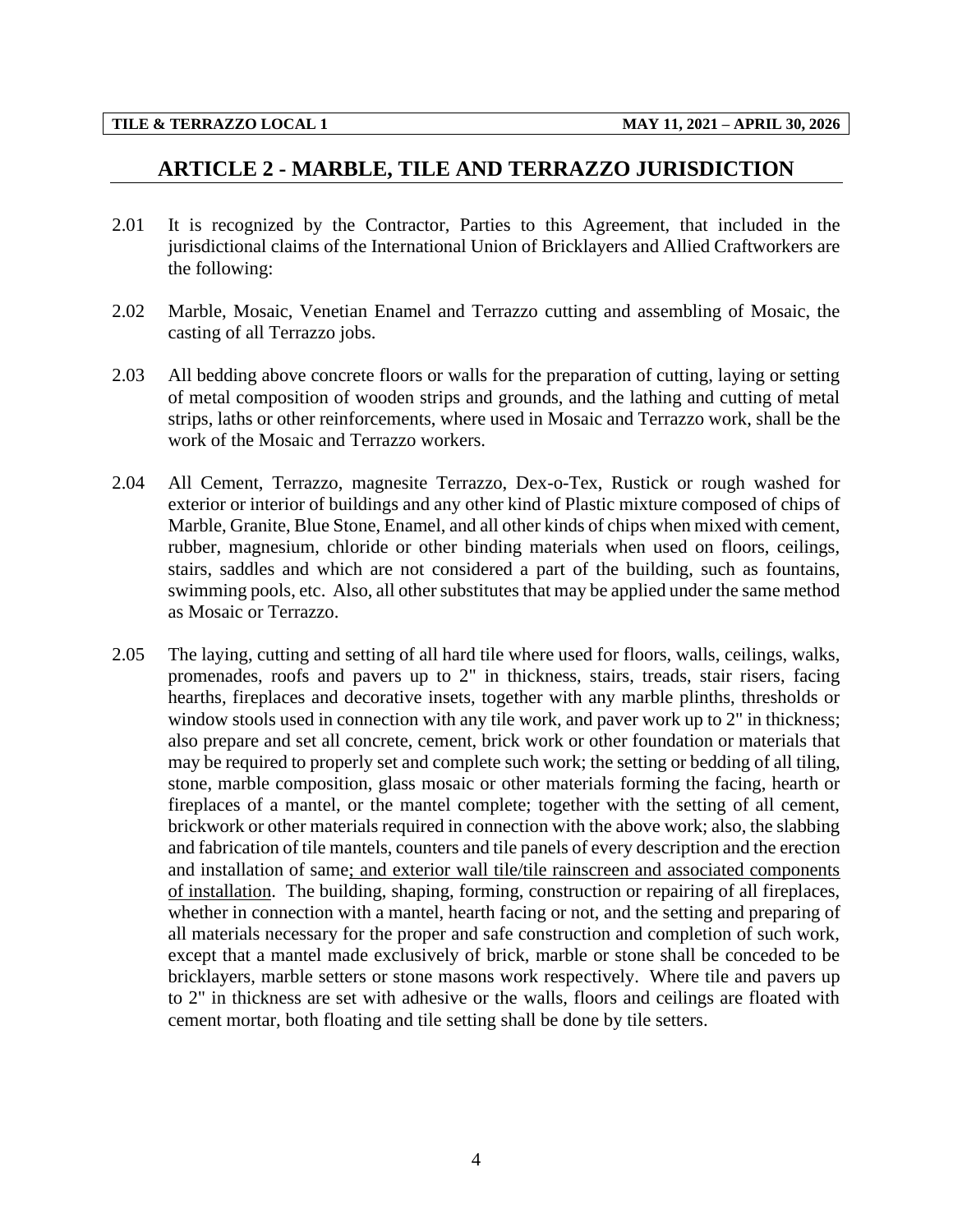## ARTICLE 2 - MARBLE, TILE AND TERRAZZO JURISDICTION

2.01 It is recognized by the Contractor, Parties to this Agreement, that included in the jurisdictional claims of the International Union of Bricklayers and Allied Craftworkers are the following:

2.02 Marble, Mosaic, Venetian Enamel and Terrazzo cutting and assembling of Mosaic, the casting of all Terrazzo jobs.

2.03 All bedding above concrete floors or walls for the preparation of cutting, laying or setting of metal composition of wooden strips and grounds, and the lathing and cutting of metal strips, laths or other reinforcements, where used in Mosaic and Terrazzo work, shall be the work of the Mosaic and Terrazzo workers.

2.04 All Cement, Terrazzo, magnesite Terrazzo, Dex-o-Tex, Rustick or rough washed for exterior or interior of buildings and any other kind of Plastic mixture composed of chips of Marble, Granite, Blue Stone, Enamel, and all other kinds of chips when mixed with cement, rubber, magnesium, chloride or other binding materials when used on floors, ceilings, stairs, saddles and which are not considered a part of the building, such as fountains, swimming pools, etc. Also, all other substitutes that may be applied under the same method as Mosaic or Terrazzo.

2.05 The laying, cutting and setting of all hard tile where used for floors, walls, ceilings, walks, promenades, roofs and pavers up to 2" in thickness, stairs, treads, stair risers, facing hearths, fireplaces and decorative insets, together with any marble plinths, thresholds or window stools used in connection with any tile work, and paver work up to 2" in thickness; also prepare and set all concrete, cement, brick work or other foundation or materials that may be required to properly set and complete such work; the setting or bedding of all tiling, stone, marble composition, glass mosaic or other materials forming the facing, hearth or fireplaces of a mantel, or the mantel complete; together with the setting of all cement, brickwork or other materials required in connection with the above work; also, the slabbing and fabrication of tile mantels, counters and tile panels of every description and the erection and installation of same<u>; and exterior wall tile/tile rainscreen and associated components of installation</u>. The building, shaping, forming, construction or repairing of all fireplaces, whether in connection with a mantel, hearth facing or not, and the setting and preparing of all materials necessary for the proper and safe construction and completion of such work, except that a mantel made exclusively of brick, marble or stone shall be conceded to be bricklayers, marble setters or stone masons work respectively. Where tile and pavers up to 2" in thickness are set with adhesive or the walls, floors and ceilings are floated with cement mortar, both floating and tile setting shall be done by tile setters.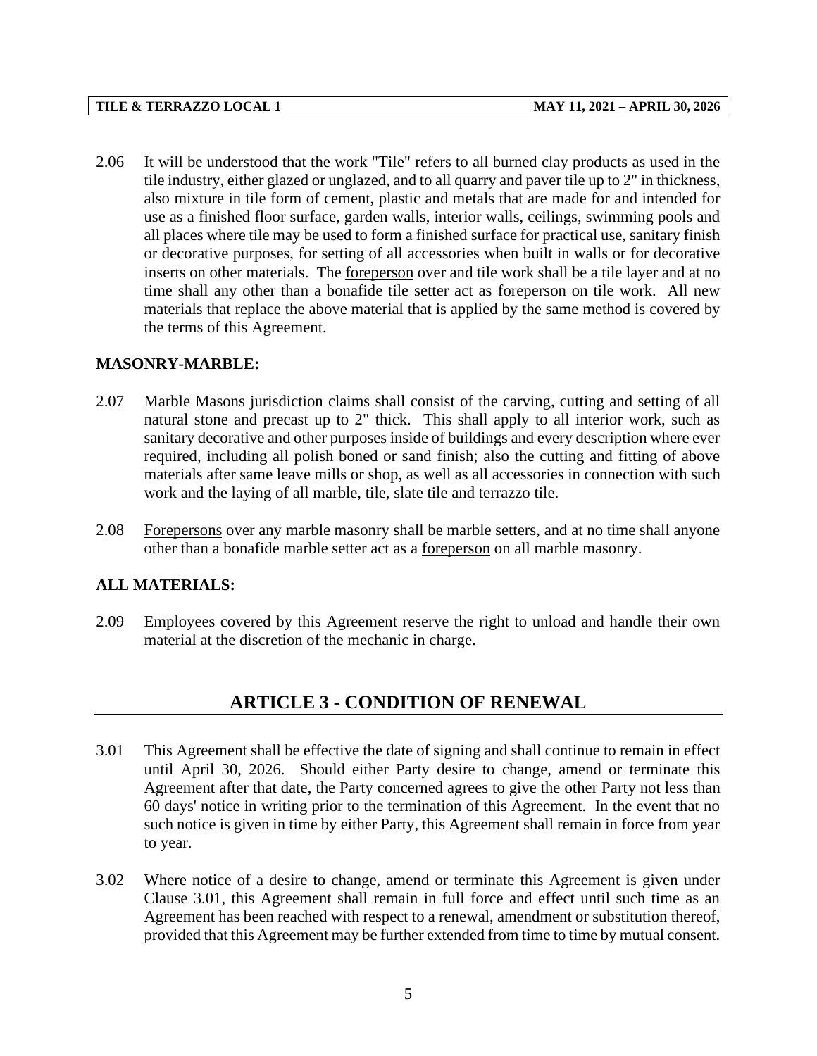2.06 It will be understood that the work "Tile" refers to all burned clay products as used in the tile industry, either glazed or unglazed, and to all quarry and paver tile up to 2" in thickness, also mixture in tile form of cement, plastic and metals that are made for and intended for use as a finished floor surface, garden walls, interior walls, ceilings, swimming pools and all places where tile may be used to form a finished surface for practical use, sanitary finish or decorative purposes, for setting of all accessories when built in walls or for decorative inserts on other materials. The foreperson over and tile work shall be a tile layer and at no time shall any other than a bonafide tile setter act as foreperson on tile work. All new materials that replace the above material that is applied by the same method is covered by the terms of this Agreement.

**MASONRY-MARBLE:**

2.07 Marble Masons jurisdiction claims shall consist of the carving, cutting and setting of all natural stone and precast up to 2" thick. This shall apply to all interior work, such as sanitary decorative and other purposes inside of buildings and every description where ever required, including all polish boned or sand finish; also the cutting and fitting of above materials after same leave mills or shop, as well as all accessories in connection with such work and the laying of all marble, tile, slate tile and terrazzo tile.

2.08 Forepersons over any marble masonry shall be marble setters, and at no time shall anyone other than a bonafide marble setter act as a foreperson on all marble masonry.

**ALL MATERIALS:**

2.09 Employees covered by this Agreement reserve the right to unload and handle their own material at the discretion of the mechanic in charge.

## ARTICLE 3 - CONDITION OF RENEWAL

3.01 This Agreement shall be effective the date of signing and shall continue to remain in effect until April 30, 2026. Should either Party desire to change, amend or terminate this Agreement after that date, the Party concerned agrees to give the other Party not less than 60 days' notice in writing prior to the termination of this Agreement. In the event that no such notice is given in time by either Party, this Agreement shall remain in force from year to year.

3.02 Where notice of a desire to change, amend or terminate this Agreement is given under Clause 3.01, this Agreement shall remain in full force and effect until such time as an Agreement has been reached with respect to a renewal, amendment or substitution thereof, provided that this Agreement may be further extended from time to time by mutual consent.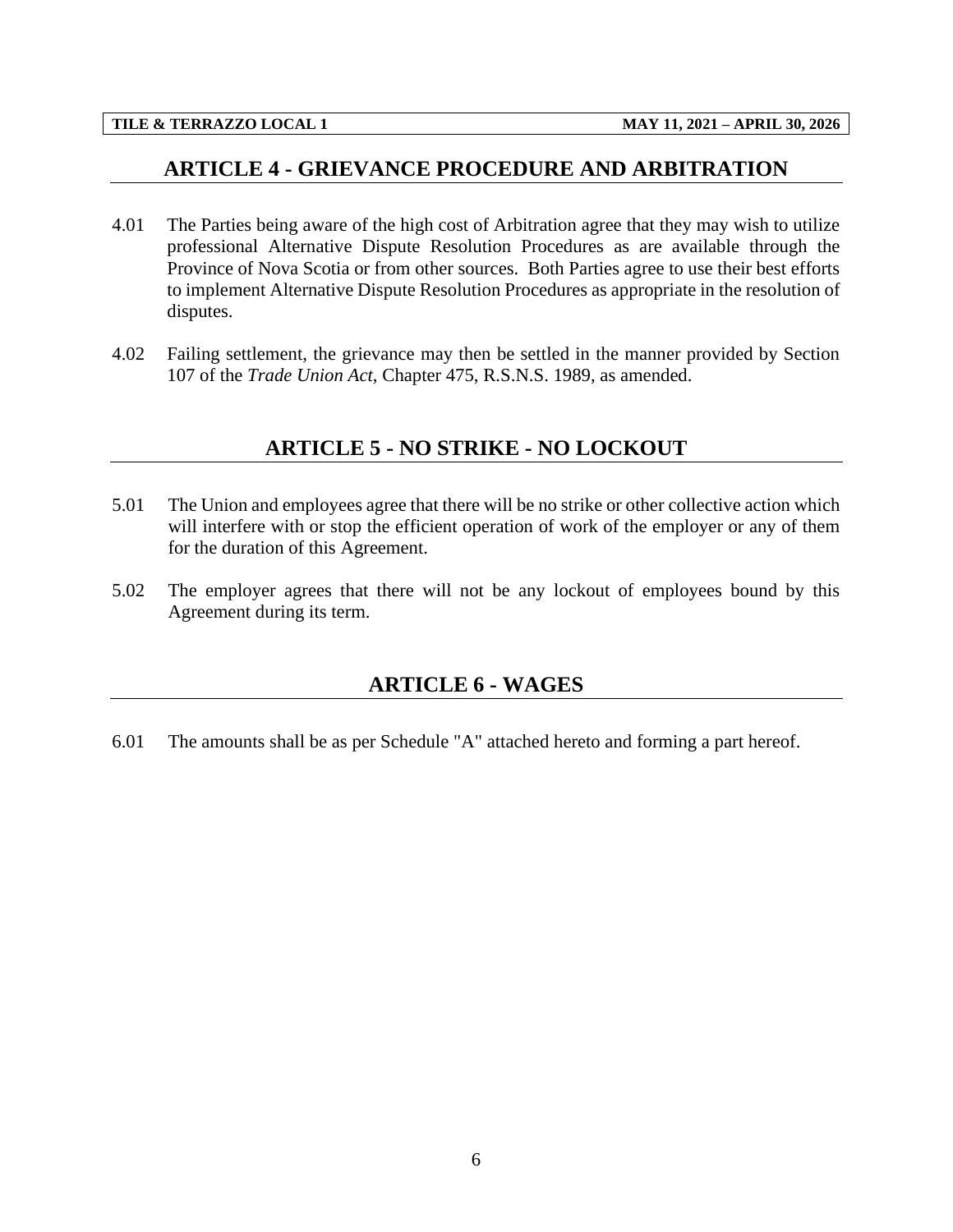## ARTICLE 4 - GRIEVANCE PROCEDURE AND ARBITRATION

4.01 The Parties being aware of the high cost of Arbitration agree that they may wish to utilize professional Alternative Dispute Resolution Procedures as are available through the Province of Nova Scotia or from other sources. Both Parties agree to use their best efforts to implement Alternative Dispute Resolution Procedures as appropriate in the resolution of disputes.

4.02 Failing settlement, the grievance may then be settled in the manner provided by Section 107 of the *Trade Union Act*, Chapter 475, R.S.N.S. 1989, as amended.

## ARTICLE 5 - NO STRIKE - NO LOCKOUT

5.01 The Union and employees agree that there will be no strike or other collective action which will interfere with or stop the efficient operation of work of the employer or any of them for the duration of this Agreement.

5.02 The employer agrees that there will not be any lockout of employees bound by this Agreement during its term.

## ARTICLE 6 - WAGES

6.01 The amounts shall be as per Schedule "A" attached hereto and forming a part hereof.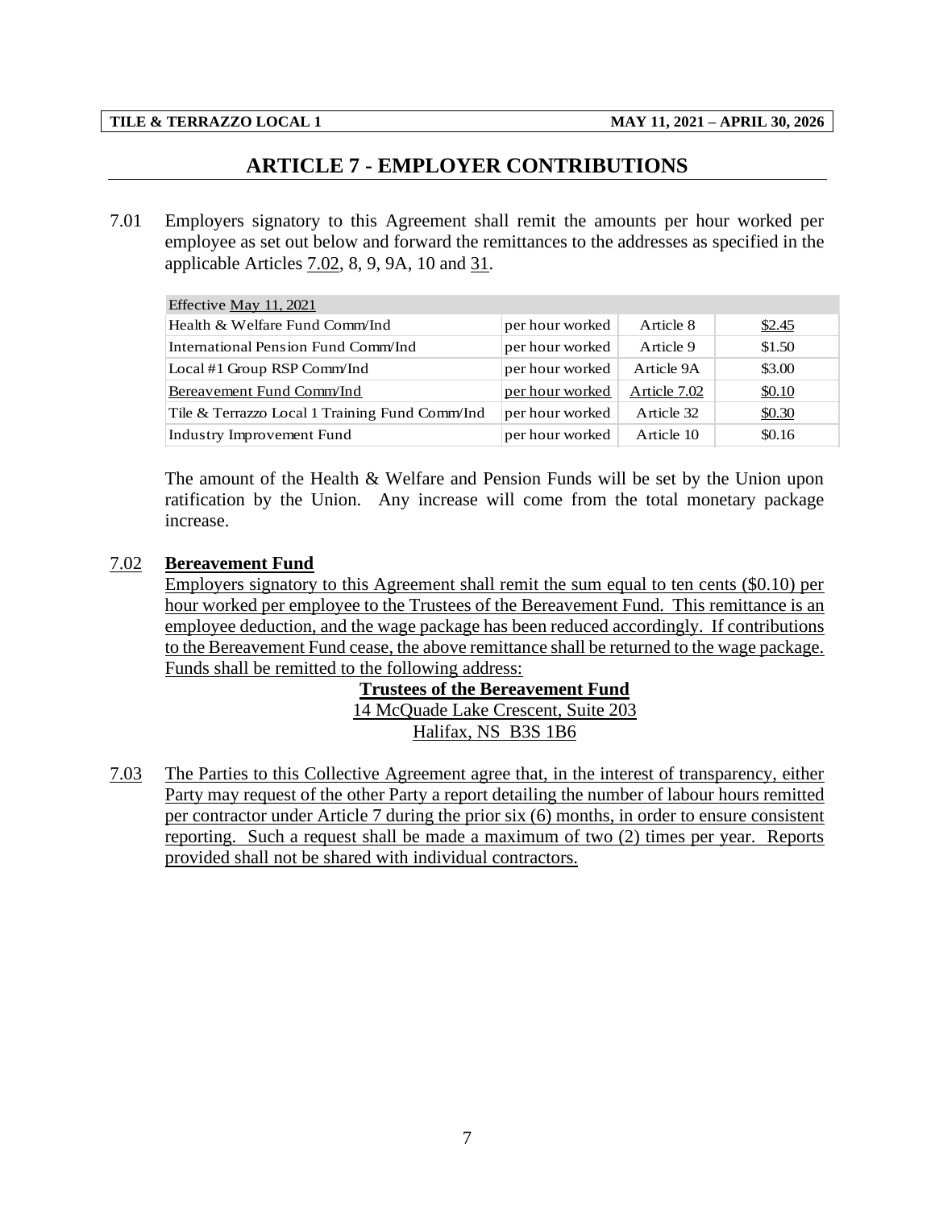# ARTICLE 7 - EMPLOYER CONTRIBUTIONS

7.01 Employers signatory to this Agreement shall remit the amounts per hour worked per employee as set out below and forward the remittances to the addresses as specified in the applicable Articles 7.02, 8, 9, 9A, 10 and 31.

| Effective May 11, 2021 | | | |
|---|---|---|---|
| Health & Welfare Fund Comm/Ind | per hour worked | Article 8 | $2.45 |
| International Pension Fund Comm/Ind | per hour worked | Article 9 | $1.50 |
| Local #1 Group RSP Comm/Ind | per hour worked | Article 9A | $3.00 |
| Bereavement Fund Comm/Ind | per hour worked | Article 7.02 | $0.10 |
| Tile & Terrazzo Local 1 Training Fund Comm/Ind | per hour worked | Article 32 | $0.30 |
| Industry Improvement Fund | per hour worked | Article 10 | $0.16 |

The amount of the Health & Welfare and Pension Funds will be set by the Union upon ratification by the Union. Any increase will come from the total monetary package increase.

7.02 **Bereavement Fund**

Employers signatory to this Agreement shall remit the sum equal to ten cents ($0.10) per hour worked per employee to the Trustees of the Bereavement Fund. This remittance is an employee deduction, and the wage package has been reduced accordingly. If contributions to the Bereavement Fund cease, the above remittance shall be returned to the wage package. Funds shall be remitted to the following address:

**Trustees of the Bereavement Fund**
14 McQuade Lake Crescent, Suite 203
Halifax, NS B3S 1B6

7.03 The Parties to this Collective Agreement agree that, in the interest of transparency, either Party may request of the other Party a report detailing the number of labour hours remitted per contractor under Article 7 during the prior six (6) months, in order to ensure consistent reporting. Such a request shall be made a maximum of two (2) times per year. Reports provided shall not be shared with individual contractors.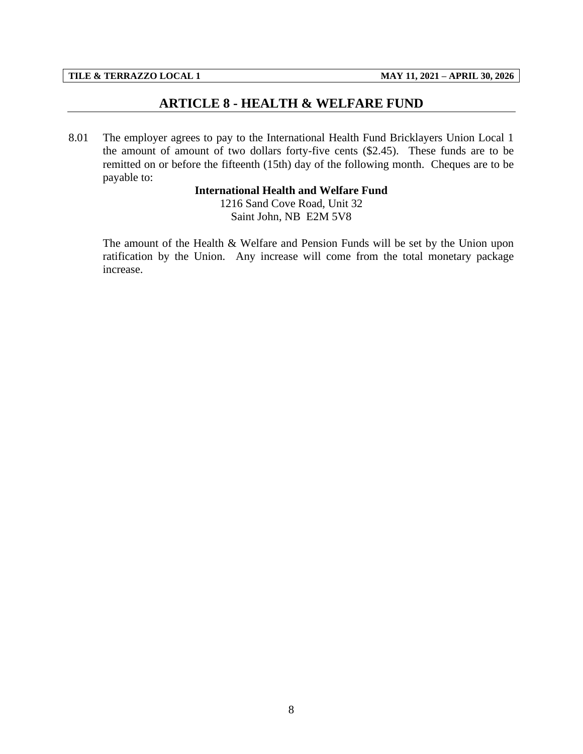## ARTICLE 8 - HEALTH & WELFARE FUND

8.01 The employer agrees to pay to the International Health Fund Bricklayers Union Local 1 the amount of amount of two dollars forty-five cents ($2.45). These funds are to be remitted on or before the fifteenth (15th) day of the following month. Cheques are to be payable to:

**International Health and Welfare Fund**
1216 Sand Cove Road, Unit 32
Saint John, NB E2M 5V8

The amount of the Health & Welfare and Pension Funds will be set by the Union upon ratification by the Union. Any increase will come from the total monetary package increase.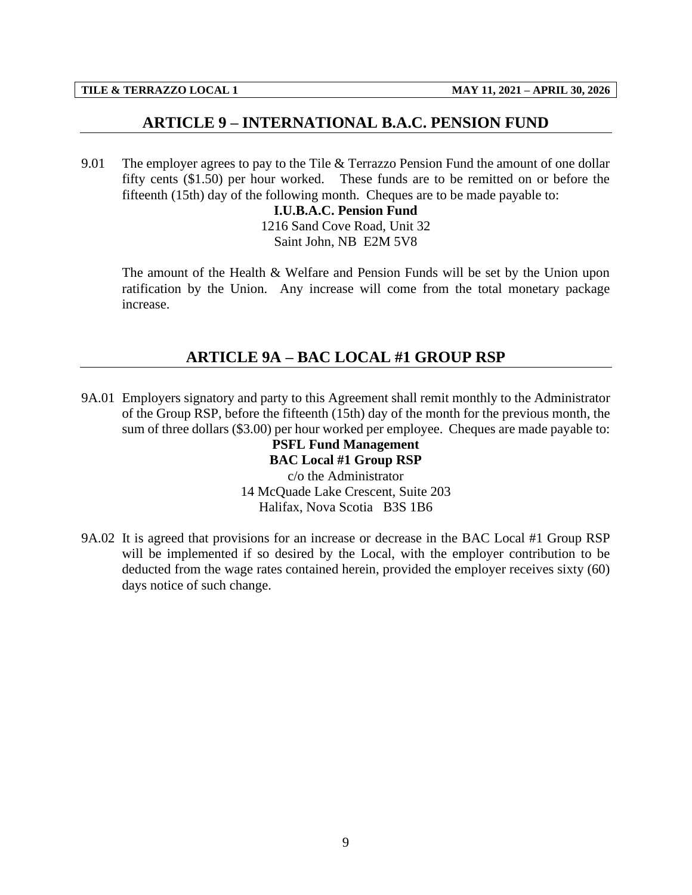## ARTICLE 9 – INTERNATIONAL B.A.C. PENSION FUND

9.01 The employer agrees to pay to the Tile & Terrazzo Pension Fund the amount of one dollar fifty cents ($1.50) per hour worked. These funds are to be remitted on or before the fifteenth (15th) day of the following month. Cheques are to be made payable to:

**I.U.B.A.C. Pension Fund**
1216 Sand Cove Road, Unit 32
Saint John, NB E2M 5V8

The amount of the Health & Welfare and Pension Funds will be set by the Union upon ratification by the Union. Any increase will come from the total monetary package increase.

## ARTICLE 9A – BAC LOCAL #1 GROUP RSP

9A.01 Employers signatory and party to this Agreement shall remit monthly to the Administrator of the Group RSP, before the fifteenth (15th) day of the month for the previous month, the sum of three dollars ($3.00) per hour worked per employee. Cheques are made payable to:

**PSFL Fund Management**
**BAC Local #1 Group RSP**
c/o the Administrator
14 McQuade Lake Crescent, Suite 203
Halifax, Nova Scotia B3S 1B6

9A.02 It is agreed that provisions for an increase or decrease in the BAC Local #1 Group RSP will be implemented if so desired by the Local, with the employer contribution to be deducted from the wage rates contained herein, provided the employer receives sixty (60) days notice of such change.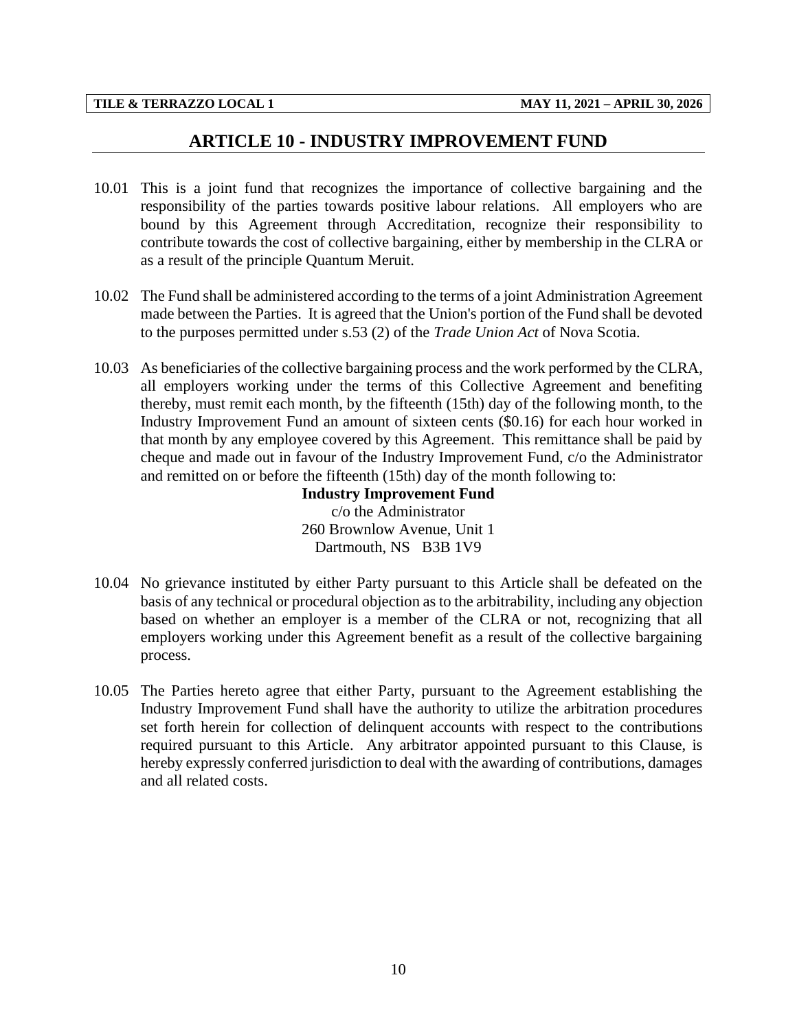## ARTICLE 10 - INDUSTRY IMPROVEMENT FUND

10.01 This is a joint fund that recognizes the importance of collective bargaining and the responsibility of the parties towards positive labour relations. All employers who are bound by this Agreement through Accreditation, recognize their responsibility to contribute towards the cost of collective bargaining, either by membership in the CLRA or as a result of the principle Quantum Meruit.

10.02 The Fund shall be administered according to the terms of a joint Administration Agreement made between the Parties. It is agreed that the Union's portion of the Fund shall be devoted to the purposes permitted under s.53 (2) of the *Trade Union Act* of Nova Scotia.

10.03 As beneficiaries of the collective bargaining process and the work performed by the CLRA, all employers working under the terms of this Collective Agreement and benefiting thereby, must remit each month, by the fifteenth (15th) day of the following month, to the Industry Improvement Fund an amount of sixteen cents ($0.16) for each hour worked in that month by any employee covered by this Agreement. This remittance shall be paid by cheque and made out in favour of the Industry Improvement Fund, c/o the Administrator and remitted on or before the fifteenth (15th) day of the month following to:

**Industry Improvement Fund**
c/o the Administrator
260 Brownlow Avenue, Unit 1
Dartmouth, NS B3B 1V9

10.04 No grievance instituted by either Party pursuant to this Article shall be defeated on the basis of any technical or procedural objection as to the arbitrability, including any objection based on whether an employer is a member of the CLRA or not, recognizing that all employers working under this Agreement benefit as a result of the collective bargaining process.

10.05 The Parties hereto agree that either Party, pursuant to the Agreement establishing the Industry Improvement Fund shall have the authority to utilize the arbitration procedures set forth herein for collection of delinquent accounts with respect to the contributions required pursuant to this Article. Any arbitrator appointed pursuant to this Clause, is hereby expressly conferred jurisdiction to deal with the awarding of contributions, damages and all related costs.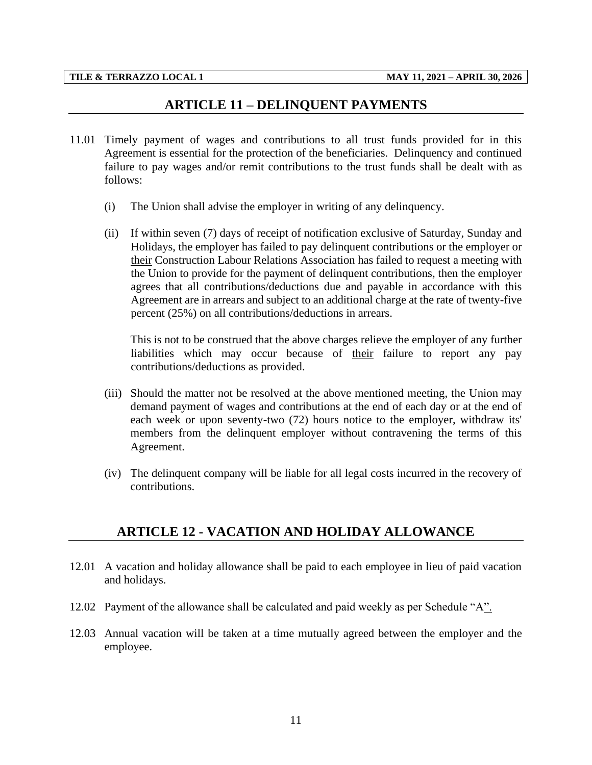## ARTICLE 11 – DELINQUENT PAYMENTS

11.01 Timely payment of wages and contributions to all trust funds provided for in this Agreement is essential for the protection of the beneficiaries. Delinquency and continued failure to pay wages and/or remit contributions to the trust funds shall be dealt with as follows:

(i) The Union shall advise the employer in writing of any delinquency.

(ii) If within seven (7) days of receipt of notification exclusive of Saturday, Sunday and Holidays, the employer has failed to pay delinquent contributions or the employer or their Construction Labour Relations Association has failed to request a meeting with the Union to provide for the payment of delinquent contributions, then the employer agrees that all contributions/deductions due and payable in accordance with this Agreement are in arrears and subject to an additional charge at the rate of twenty-five percent (25%) on all contributions/deductions in arrears.

This is not to be construed that the above charges relieve the employer of any further liabilities which may occur because of their failure to report any pay contributions/deductions as provided.

(iii) Should the matter not be resolved at the above mentioned meeting, the Union may demand payment of wages and contributions at the end of each day or at the end of each week or upon seventy-two (72) hours notice to the employer, withdraw its' members from the delinquent employer without contravening the terms of this Agreement.

(iv) The delinquent company will be liable for all legal costs incurred in the recovery of contributions.

## ARTICLE 12 - VACATION AND HOLIDAY ALLOWANCE

12.01 A vacation and holiday allowance shall be paid to each employee in lieu of paid vacation and holidays.

12.02 Payment of the allowance shall be calculated and paid weekly as per Schedule "A".

12.03 Annual vacation will be taken at a time mutually agreed between the employer and the employee.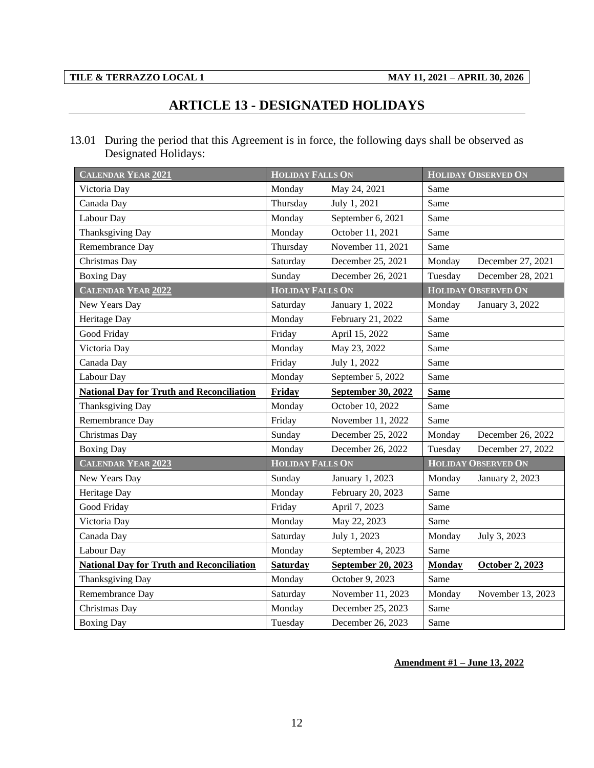# ARTICLE 13 - DESIGNATED HOLIDAYS

13.01 During the period that this Agreement is in force, the following days shall be observed as Designated Holidays:

| Calendar Year 2021 | Holiday Falls On | | Holiday Observed On | |
|---|---|---|---|---|
| Victoria Day | Monday | May 24, 2021 | Same | |
| Canada Day | Thursday | July 1, 2021 | Same | |
| Labour Day | Monday | September 6, 2021 | Same | |
| Thanksgiving Day | Monday | October 11, 2021 | Same | |
| Remembrance Day | Thursday | November 11, 2021 | Same | |
| Christmas Day | Saturday | December 25, 2021 | Monday | December 27, 2021 |
| Boxing Day | Sunday | December 26, 2021 | Tuesday | December 28, 2021 |
| **Calendar Year 2022** | **Holiday Falls On** | | **Holiday Observed On** | |
| New Years Day | Saturday | January 1, 2022 | Monday | January 3, 2022 |
| Heritage Day | Monday | February 21, 2022 | Same | |
| Good Friday | Friday | April 15, 2022 | Same | |
| Victoria Day | Monday | May 23, 2022 | Same | |
| Canada Day | Friday | July 1, 2022 | Same | |
| Labour Day | Monday | September 5, 2022 | Same | |
| **National Day for Truth and Reconciliation** | **Friday** | **September 30, 2022** | **Same** | |
| Thanksgiving Day | Monday | October 10, 2022 | Same | |
| Remembrance Day | Friday | November 11, 2022 | Same | |
| Christmas Day | Sunday | December 25, 2022 | Monday | December 26, 2022 |
| Boxing Day | Monday | December 26, 2022 | Tuesday | December 27, 2022 |
| **Calendar Year 2023** | **Holiday Falls On** | | **Holiday Observed On** | |
| New Years Day | Sunday | January 1, 2023 | Monday | January 2, 2023 |
| Heritage Day | Monday | February 20, 2023 | Same | |
| Good Friday | Friday | April 7, 2023 | Same | |
| Victoria Day | Monday | May 22, 2023 | Same | |
| Canada Day | Saturday | July 1, 2023 | Monday | July 3, 2023 |
| Labour Day | Monday | September 4, 2023 | Same | |
| **National Day for Truth and Reconciliation** | **Saturday** | **September 20, 2023** | **Monday** | **October 2, 2023** |
| Thanksgiving Day | Monday | October 9, 2023 | Same | |
| Remembrance Day | Saturday | November 11, 2023 | Monday | November 13, 2023 |
| Christmas Day | Monday | December 25, 2023 | Same | |
| Boxing Day | Tuesday | December 26, 2023 | Same | |

**Amendment #1 – June 13, 2022**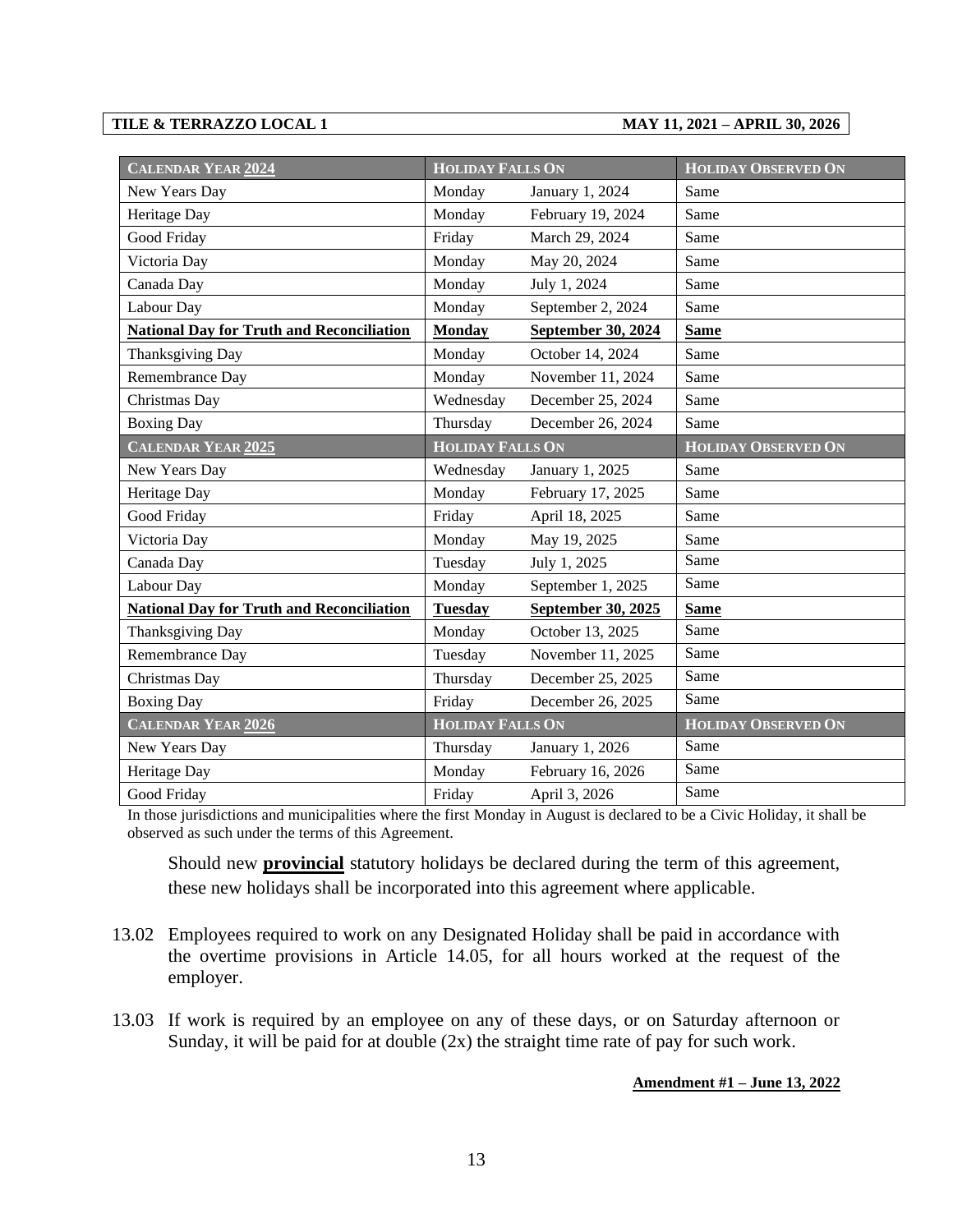| **CALENDAR YEAR 2024** | **HOLIDAY FALLS ON** | | **HOLIDAY OBSERVED ON** |
|---|---|---|---|
| New Years Day | Monday | January 1, 2024 | Same |
| Heritage Day | Monday | February 19, 2024 | Same |
| Good Friday | Friday | March 29, 2024 | Same |
| Victoria Day | Monday | May 20, 2024 | Same |
| Canada Day | Monday | July 1, 2024 | Same |
| Labour Day | Monday | September 2, 2024 | Same |
| **National Day for Truth and Reconciliation** | **Monday** | **September 30, 2024** | **Same** |
| Thanksgiving Day | Monday | October 14, 2024 | Same |
| Remembrance Day | Monday | November 11, 2024 | Same |
| Christmas Day | Wednesday | December 25, 2024 | Same |
| Boxing Day | Thursday | December 26, 2024 | Same |
| **CALENDAR YEAR 2025** | **HOLIDAY FALLS ON** | | **HOLIDAY OBSERVED ON** |
| New Years Day | Wednesday | January 1, 2025 | Same |
| Heritage Day | Monday | February 17, 2025 | Same |
| Good Friday | Friday | April 18, 2025 | Same |
| Victoria Day | Monday | May 19, 2025 | Same |
| Canada Day | Tuesday | July 1, 2025 | Same |
| Labour Day | Monday | September 1, 2025 | Same |
| **National Day for Truth and Reconciliation** | **Tuesday** | **September 30, 2025** | **Same** |
| Thanksgiving Day | Monday | October 13, 2025 | Same |
| Remembrance Day | Tuesday | November 11, 2025 | Same |
| Christmas Day | Thursday | December 25, 2025 | Same |
| Boxing Day | Friday | December 26, 2025 | Same |
| **CALENDAR YEAR 2026** | **HOLIDAY FALLS ON** | | **HOLIDAY OBSERVED ON** |
| New Years Day | Thursday | January 1, 2026 | Same |
| Heritage Day | Monday | February 16, 2026 | Same |
| Good Friday | Friday | April 3, 2026 | Same |

In those jurisdictions and municipalities where the first Monday in August is declared to be a Civic Holiday, it shall be observed as such under the terms of this Agreement.

Should new **provincial** statutory holidays be declared during the term of this agreement, these new holidays shall be incorporated into this agreement where applicable.

13.02 Employees required to work on any Designated Holiday shall be paid in accordance with the overtime provisions in Article 14.05, for all hours worked at the request of the employer.

13.03 If work is required by an employee on any of these days, or on Saturday afternoon or Sunday, it will be paid for at double (2x) the straight time rate of pay for such work.

**Amendment #1 – June 13, 2022**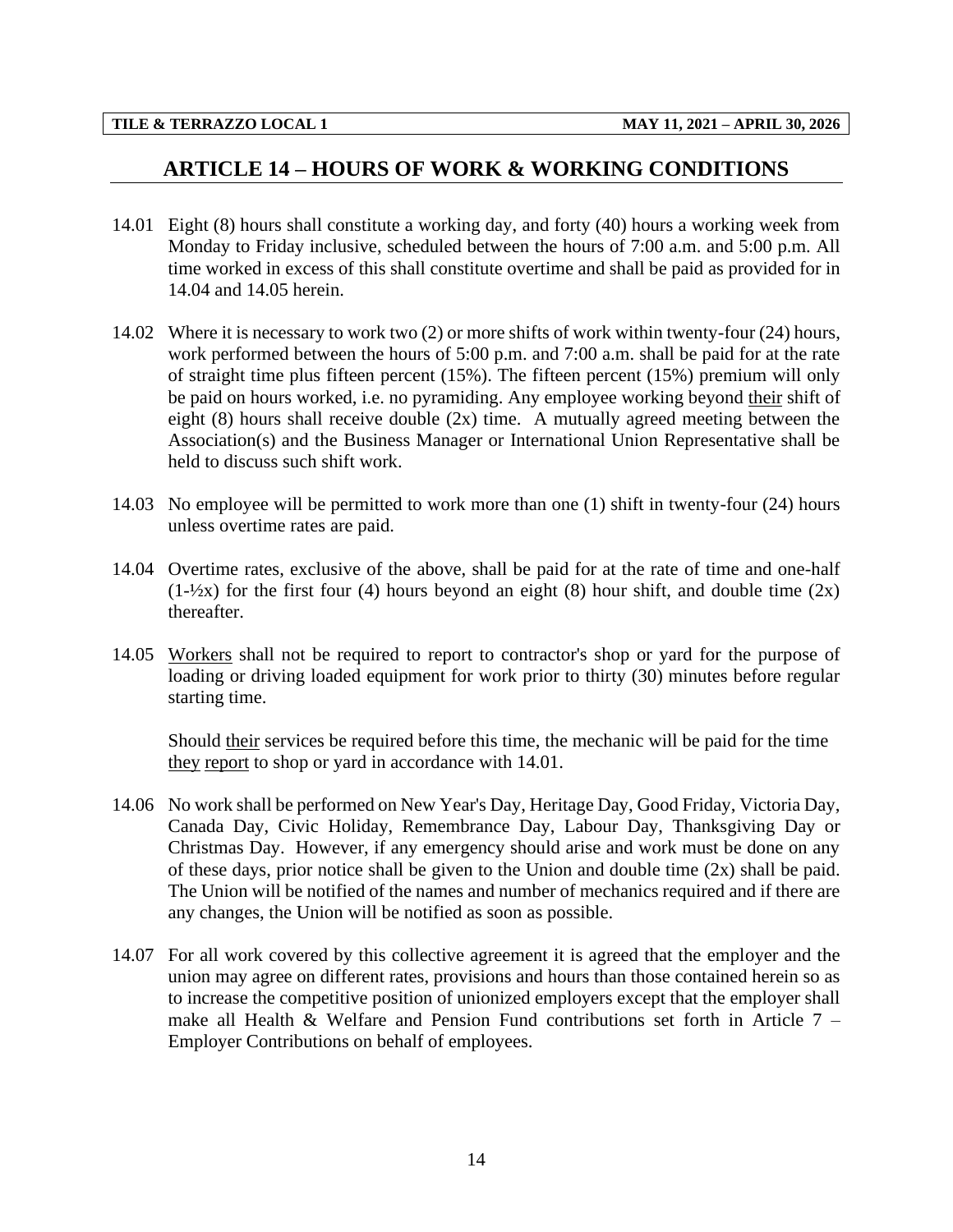## ARTICLE 14 – HOURS OF WORK & WORKING CONDITIONS

14.01 Eight (8) hours shall constitute a working day, and forty (40) hours a working week from Monday to Friday inclusive, scheduled between the hours of 7:00 a.m. and 5:00 p.m. All time worked in excess of this shall constitute overtime and shall be paid as provided for in 14.04 and 14.05 herein.

14.02 Where it is necessary to work two (2) or more shifts of work within twenty-four (24) hours, work performed between the hours of 5:00 p.m. and 7:00 a.m. shall be paid for at the rate of straight time plus fifteen percent (15%). The fifteen percent (15%) premium will only be paid on hours worked, i.e. no pyramiding. Any employee working beyond their shift of eight (8) hours shall receive double (2x) time. A mutually agreed meeting between the Association(s) and the Business Manager or International Union Representative shall be held to discuss such shift work.

14.03 No employee will be permitted to work more than one (1) shift in twenty-four (24) hours unless overtime rates are paid.

14.04 Overtime rates, exclusive of the above, shall be paid for at the rate of time and one-half (1-½x) for the first four (4) hours beyond an eight (8) hour shift, and double time (2x) thereafter.

14.05 Workers shall not be required to report to contractor's shop or yard for the purpose of loading or driving loaded equipment for work prior to thirty (30) minutes before regular starting time.

Should their services be required before this time, the mechanic will be paid for the time they report to shop or yard in accordance with 14.01.

14.06 No work shall be performed on New Year's Day, Heritage Day, Good Friday, Victoria Day, Canada Day, Civic Holiday, Remembrance Day, Labour Day, Thanksgiving Day or Christmas Day. However, if any emergency should arise and work must be done on any of these days, prior notice shall be given to the Union and double time (2x) shall be paid. The Union will be notified of the names and number of mechanics required and if there are any changes, the Union will be notified as soon as possible.

14.07 For all work covered by this collective agreement it is agreed that the employer and the union may agree on different rates, provisions and hours than those contained herein so as to increase the competitive position of unionized employers except that the employer shall make all Health & Welfare and Pension Fund contributions set forth in Article 7 – Employer Contributions on behalf of employees.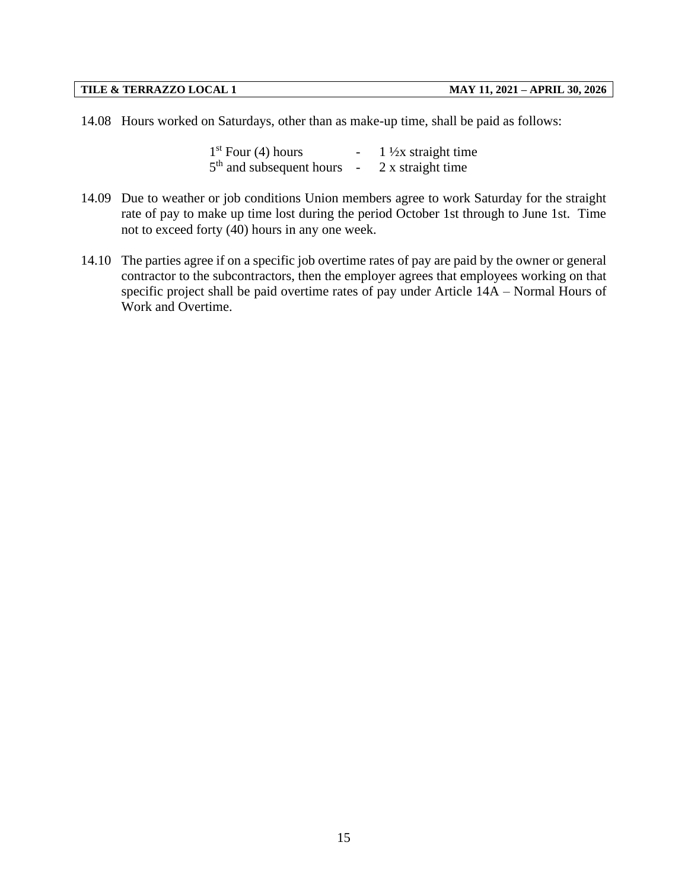14.08 Hours worked on Saturdays, other than as make-up time, shall be paid as follows:

| | | |
|---|---|---|
| 1st Four (4) hours | - | 1 ½x straight time |
| 5th and subsequent hours | - | 2 x straight time |

14.09 Due to weather or job conditions Union members agree to work Saturday for the straight rate of pay to make up time lost during the period October 1st through to June 1st. Time not to exceed forty (40) hours in any one week.

14.10 The parties agree if on a specific job overtime rates of pay are paid by the owner or general contractor to the subcontractors, then the employer agrees that employees working on that specific project shall be paid overtime rates of pay under Article 14A – Normal Hours of Work and Overtime.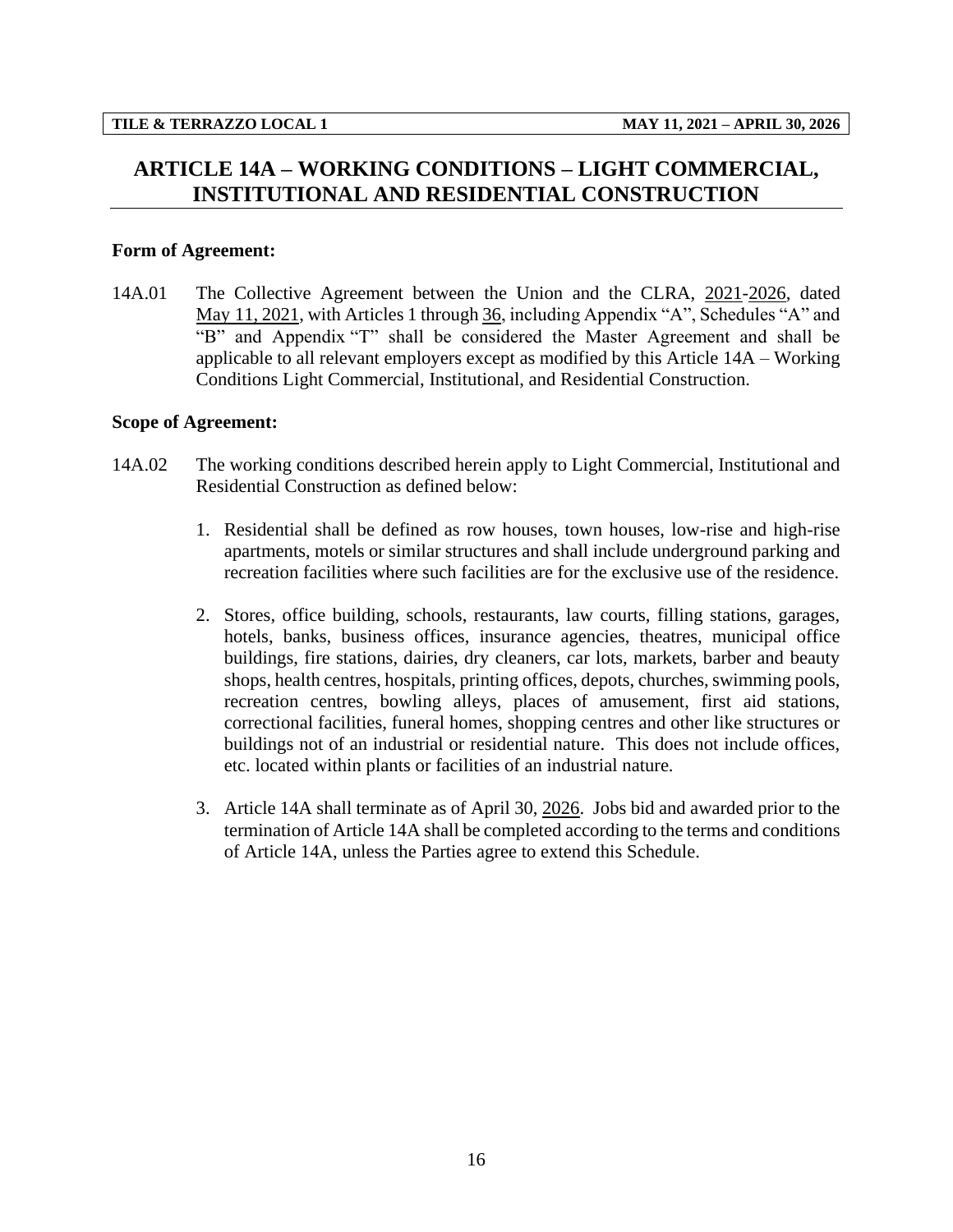# ARTICLE 14A – WORKING CONDITIONS – LIGHT COMMERCIAL, INSTITUTIONAL AND RESIDENTIAL CONSTRUCTION

**Form of Agreement:**

14A.01 The Collective Agreement between the Union and the CLRA, 2021-2026, dated May 11, 2021, with Articles 1 through 36, including Appendix "A", Schedules "A" and "B" and Appendix "T" shall be considered the Master Agreement and shall be applicable to all relevant employers except as modified by this Article 14A – Working Conditions Light Commercial, Institutional, and Residential Construction.

**Scope of Agreement:**

14A.02 The working conditions described herein apply to Light Commercial, Institutional and Residential Construction as defined below:

1. Residential shall be defined as row houses, town houses, low-rise and high-rise apartments, motels or similar structures and shall include underground parking and recreation facilities where such facilities are for the exclusive use of the residence.

2. Stores, office building, schools, restaurants, law courts, filling stations, garages, hotels, banks, business offices, insurance agencies, theatres, municipal office buildings, fire stations, dairies, dry cleaners, car lots, markets, barber and beauty shops, health centres, hospitals, printing offices, depots, churches, swimming pools, recreation centres, bowling alleys, places of amusement, first aid stations, correctional facilities, funeral homes, shopping centres and other like structures or buildings not of an industrial or residential nature. This does not include offices, etc. located within plants or facilities of an industrial nature.

3. Article 14A shall terminate as of April 30, 2026. Jobs bid and awarded prior to the termination of Article 14A shall be completed according to the terms and conditions of Article 14A, unless the Parties agree to extend this Schedule.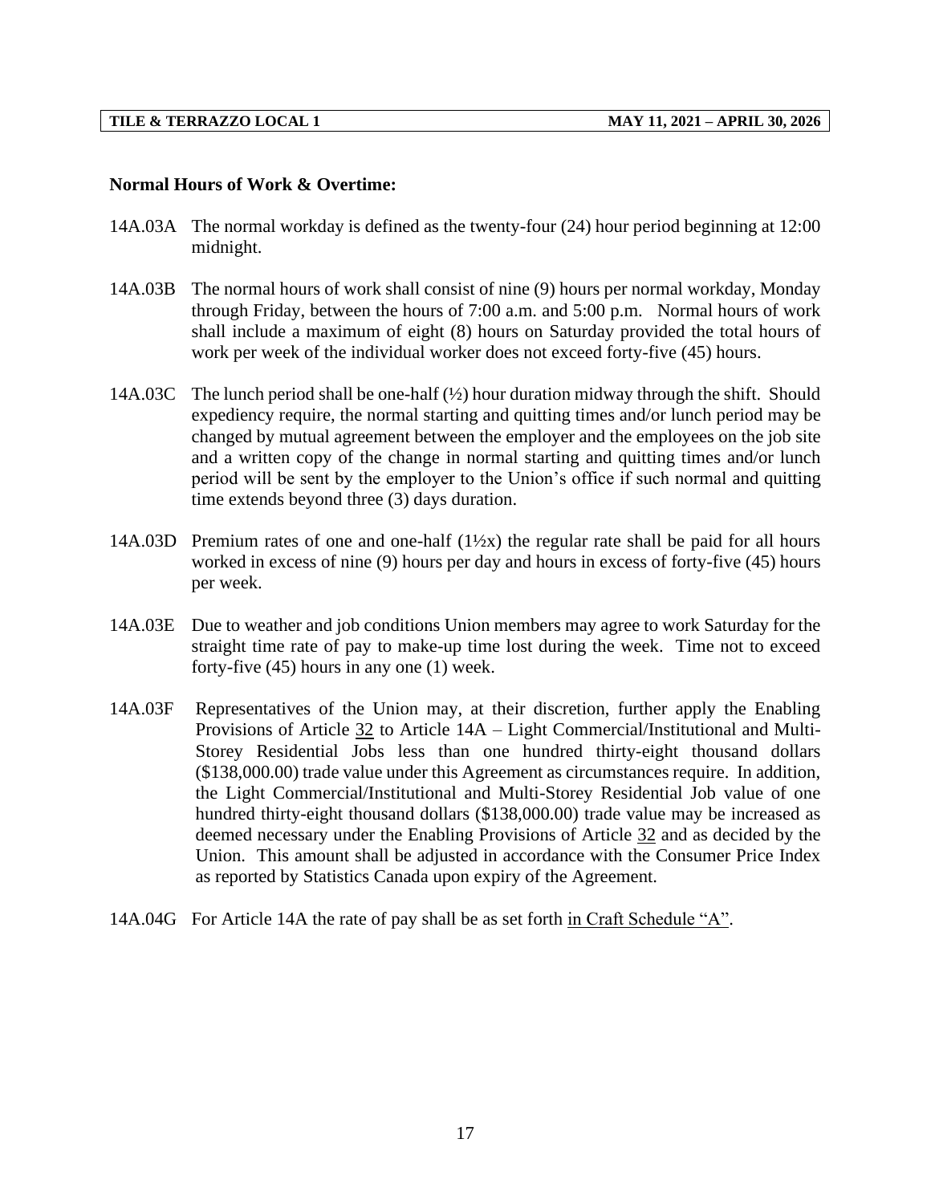**Normal Hours of Work & Overtime:**

14A.03A The normal workday is defined as the twenty-four (24) hour period beginning at 12:00 midnight.

14A.03B The normal hours of work shall consist of nine (9) hours per normal workday, Monday through Friday, between the hours of 7:00 a.m. and 5:00 p.m. Normal hours of work shall include a maximum of eight (8) hours on Saturday provided the total hours of work per week of the individual worker does not exceed forty-five (45) hours.

14A.03C The lunch period shall be one-half (½) hour duration midway through the shift. Should expediency require, the normal starting and quitting times and/or lunch period may be changed by mutual agreement between the employer and the employees on the job site and a written copy of the change in normal starting and quitting times and/or lunch period will be sent by the employer to the Union's office if such normal and quitting time extends beyond three (3) days duration.

14A.03D Premium rates of one and one-half (1½x) the regular rate shall be paid for all hours worked in excess of nine (9) hours per day and hours in excess of forty-five (45) hours per week.

14A.03E Due to weather and job conditions Union members may agree to work Saturday for the straight time rate of pay to make-up time lost during the week. Time not to exceed forty-five (45) hours in any one (1) week.

14A.03F Representatives of the Union may, at their discretion, further apply the Enabling Provisions of Article 32 to Article 14A – Light Commercial/Institutional and Multi-Storey Residential Jobs less than one hundred thirty-eight thousand dollars ($138,000.00) trade value under this Agreement as circumstances require. In addition, the Light Commercial/Institutional and Multi-Storey Residential Job value of one hundred thirty-eight thousand dollars ($138,000.00) trade value may be increased as deemed necessary under the Enabling Provisions of Article 32 and as decided by the Union. This amount shall be adjusted in accordance with the Consumer Price Index as reported by Statistics Canada upon expiry of the Agreement.

14A.04G For Article 14A the rate of pay shall be as set forth in Craft Schedule "A".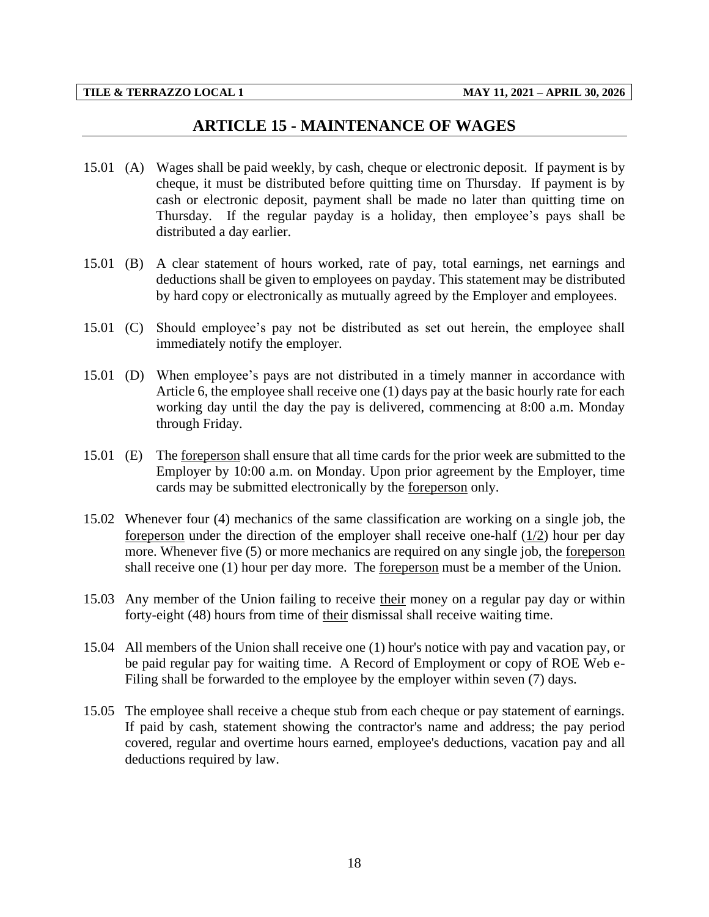## ARTICLE 15 - MAINTENANCE OF WAGES

15.01 (A) Wages shall be paid weekly, by cash, cheque or electronic deposit. If payment is by cheque, it must be distributed before quitting time on Thursday. If payment is by cash or electronic deposit, payment shall be made no later than quitting time on Thursday. If the regular payday is a holiday, then employee's pays shall be distributed a day earlier.

15.01 (B) A clear statement of hours worked, rate of pay, total earnings, net earnings and deductions shall be given to employees on payday. This statement may be distributed by hard copy or electronically as mutually agreed by the Employer and employees.

15.01 (C) Should employee's pay not be distributed as set out herein, the employee shall immediately notify the employer.

15.01 (D) When employee's pays are not distributed in a timely manner in accordance with Article 6, the employee shall receive one (1) days pay at the basic hourly rate for each working day until the day the pay is delivered, commencing at 8:00 a.m. Monday through Friday.

15.01 (E) The foreperson shall ensure that all time cards for the prior week are submitted to the Employer by 10:00 a.m. on Monday. Upon prior agreement by the Employer, time cards may be submitted electronically by the foreperson only.

15.02 Whenever four (4) mechanics of the same classification are working on a single job, the foreperson under the direction of the employer shall receive one-half (1/2) hour per day more. Whenever five (5) or more mechanics are required on any single job, the foreperson shall receive one (1) hour per day more. The foreperson must be a member of the Union.

15.03 Any member of the Union failing to receive their money on a regular pay day or within forty-eight (48) hours from time of their dismissal shall receive waiting time.

15.04 All members of the Union shall receive one (1) hour's notice with pay and vacation pay, or be paid regular pay for waiting time. A Record of Employment or copy of ROE Web e-Filing shall be forwarded to the employee by the employer within seven (7) days.

15.05 The employee shall receive a cheque stub from each cheque or pay statement of earnings. If paid by cash, statement showing the contractor's name and address; the pay period covered, regular and overtime hours earned, employee's deductions, vacation pay and all deductions required by law.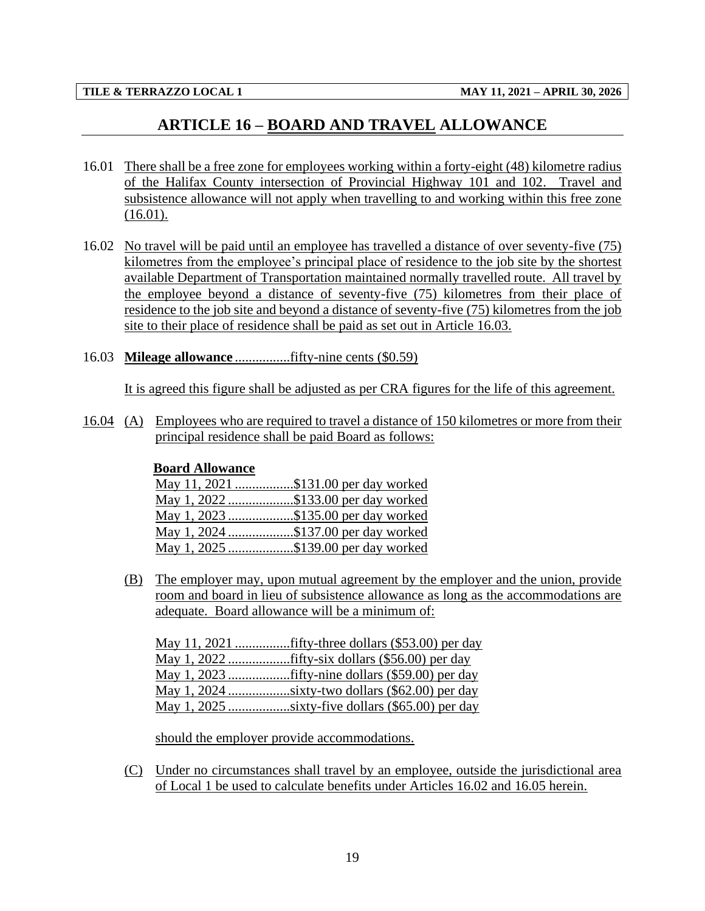# ARTICLE 16 – BOARD AND TRAVEL ALLOWANCE

16.01 There shall be a free zone for employees working within a forty-eight (48) kilometre radius of the Halifax County intersection of Provincial Highway 101 and 102. Travel and subsistence allowance will not apply when travelling to and working within this free zone (16.01).

16.02 No travel will be paid until an employee has travelled a distance of over seventy-five (75) kilometres from the employee's principal place of residence to the job site by the shortest available Department of Transportation maintained normally travelled route. All travel by the employee beyond a distance of seventy-five (75) kilometres from their place of residence to the job site and beyond a distance of seventy-five (75) kilometres from the job site to their place of residence shall be paid as set out in Article 16.03.

16.03 **Mileage allowance** ................fifty-nine cents ($0.59)

It is agreed this figure shall be adjusted as per CRA figures for the life of this agreement.

16.04 (A) Employees who are required to travel a distance of 150 kilometres or more from their principal residence shall be paid Board as follows:

**Board Allowance**

May 11, 2021 .................$131.00 per day worked
May 1, 2022 ...................$133.00 per day worked
May 1, 2023 ...................$135.00 per day worked
May 1, 2024 ...................$137.00 per day worked
May 1, 2025 ...................$139.00 per day worked

(B) The employer may, upon mutual agreement by the employer and the union, provide room and board in lieu of subsistence allowance as long as the accommodations are adequate. Board allowance will be a minimum of:

May 11, 2021 ................fifty-three dollars ($53.00) per day
May 1, 2022 ..................fifty-six dollars ($56.00) per day
May 1, 2023 ..................fifty-nine dollars ($59.00) per day
May 1, 2024 ..................sixty-two dollars ($62.00) per day
May 1, 2025 ..................sixty-five dollars ($65.00) per day

should the employer provide accommodations.

(C) Under no circumstances shall travel by an employee, outside the jurisdictional area of Local 1 be used to calculate benefits under Articles 16.02 and 16.05 herein.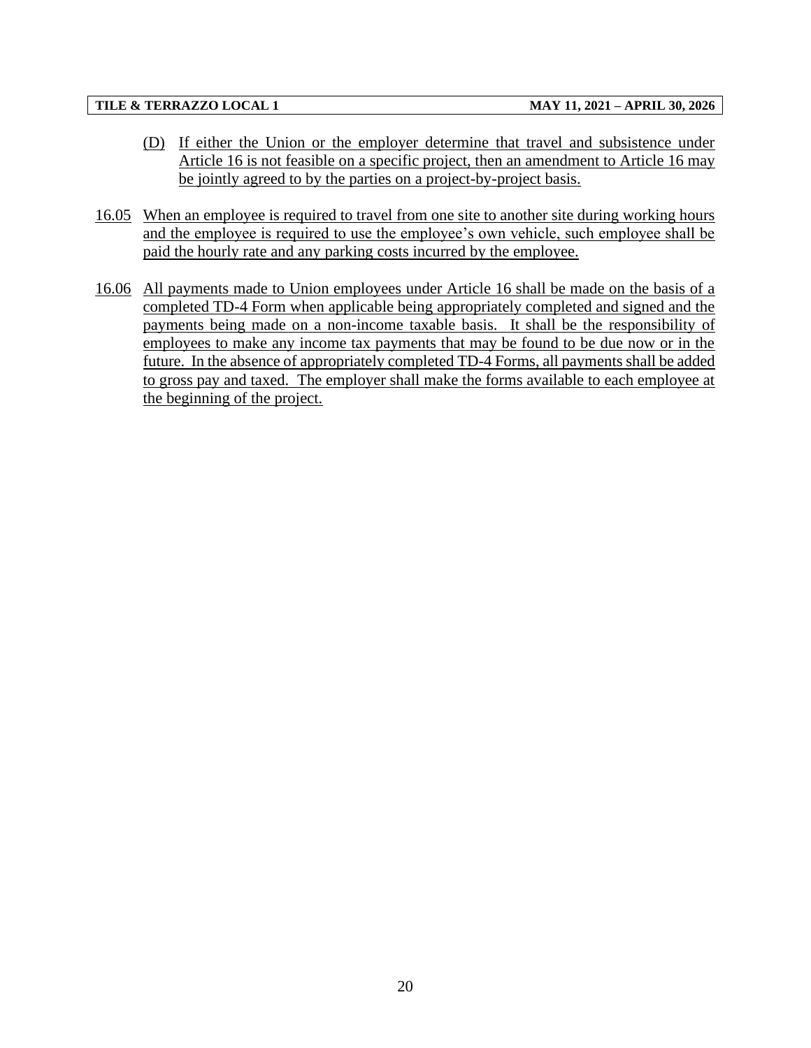(D) If either the Union or the employer determine that travel and subsistence under Article 16 is not feasible on a specific project, then an amendment to Article 16 may be jointly agreed to by the parties on a project-by-project basis.

16.05 When an employee is required to travel from one site to another site during working hours and the employee is required to use the employee's own vehicle, such employee shall be paid the hourly rate and any parking costs incurred by the employee.

16.06 All payments made to Union employees under Article 16 shall be made on the basis of a completed TD-4 Form when applicable being appropriately completed and signed and the payments being made on a non-income taxable basis. It shall be the responsibility of employees to make any income tax payments that may be found to be due now or in the future. In the absence of appropriately completed TD-4 Forms, all payments shall be added to gross pay and taxed. The employer shall make the forms available to each employee at the beginning of the project.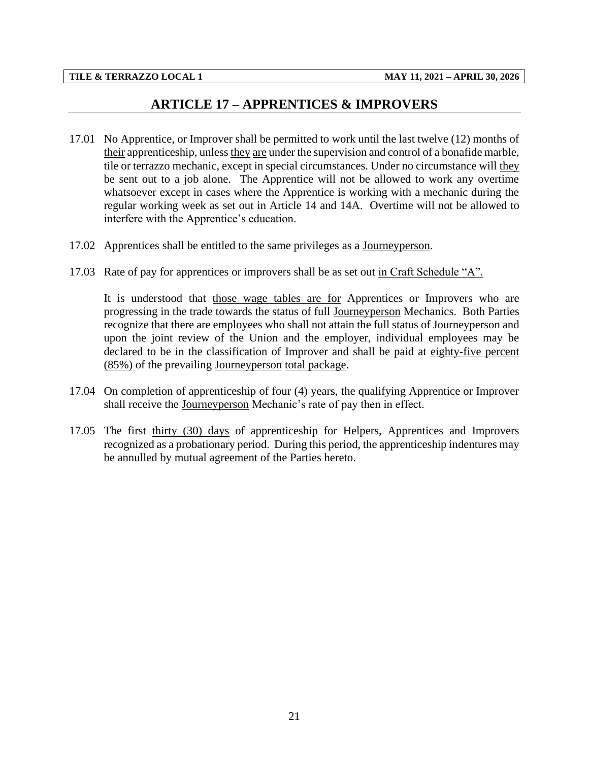## ARTICLE 17 – APPRENTICES & IMPROVERS

17.01 No Apprentice, or Improver shall be permitted to work until the last twelve (12) months of their apprenticeship, unless they are under the supervision and control of a bonafide marble, tile or terrazzo mechanic, except in special circumstances. Under no circumstance will they be sent out to a job alone. The Apprentice will not be allowed to work any overtime whatsoever except in cases where the Apprentice is working with a mechanic during the regular working week as set out in Article 14 and 14A. Overtime will not be allowed to interfere with the Apprentice's education.

17.02 Apprentices shall be entitled to the same privileges as a Journeyperson.

17.03 Rate of pay for apprentices or improvers shall be as set out in Craft Schedule "A".

It is understood that those wage tables are for Apprentices or Improvers who are progressing in the trade towards the status of full Journeyperson Mechanics. Both Parties recognize that there are employees who shall not attain the full status of Journeyperson and upon the joint review of the Union and the employer, individual employees may be declared to be in the classification of Improver and shall be paid at eighty-five percent (85%) of the prevailing Journeyperson total package.

17.04 On completion of apprenticeship of four (4) years, the qualifying Apprentice or Improver shall receive the Journeyperson Mechanic's rate of pay then in effect.

17.05 The first thirty (30) days of apprenticeship for Helpers, Apprentices and Improvers recognized as a probationary period. During this period, the apprenticeship indentures may be annulled by mutual agreement of the Parties hereto.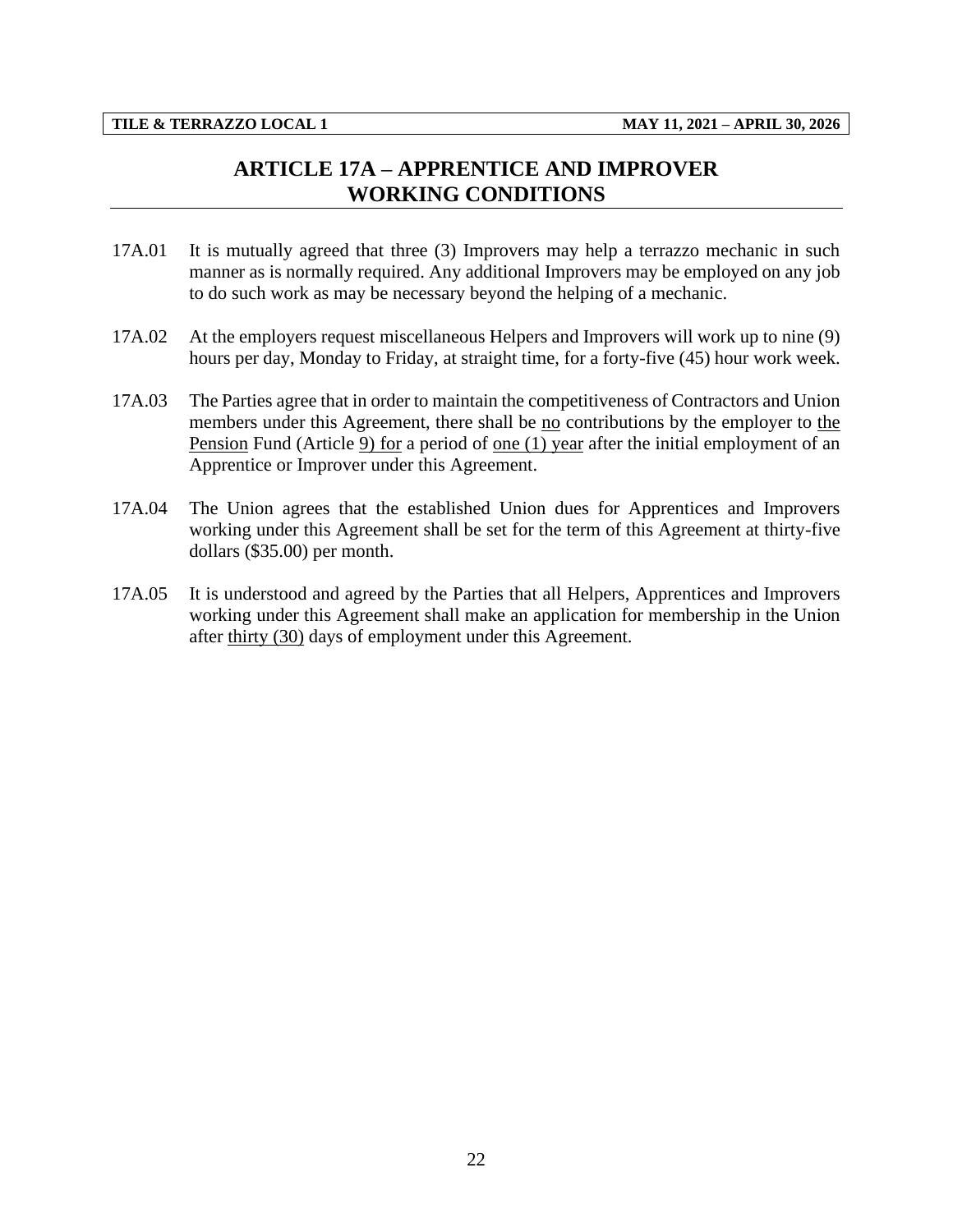# ARTICLE 17A – APPRENTICE AND IMPROVER WORKING CONDITIONS

17A.01 It is mutually agreed that three (3) Improvers may help a terrazzo mechanic in such manner as is normally required. Any additional Improvers may be employed on any job to do such work as may be necessary beyond the helping of a mechanic.

17A.02 At the employers request miscellaneous Helpers and Improvers will work up to nine (9) hours per day, Monday to Friday, at straight time, for a forty-five (45) hour work week.

17A.03 The Parties agree that in order to maintain the competitiveness of Contractors and Union members under this Agreement, there shall be no contributions by the employer to the Pension Fund (Article 9) for a period of one (1) year after the initial employment of an Apprentice or Improver under this Agreement.

17A.04 The Union agrees that the established Union dues for Apprentices and Improvers working under this Agreement shall be set for the term of this Agreement at thirty-five dollars ($35.00) per month.

17A.05 It is understood and agreed by the Parties that all Helpers, Apprentices and Improvers working under this Agreement shall make an application for membership in the Union after thirty (30) days of employment under this Agreement.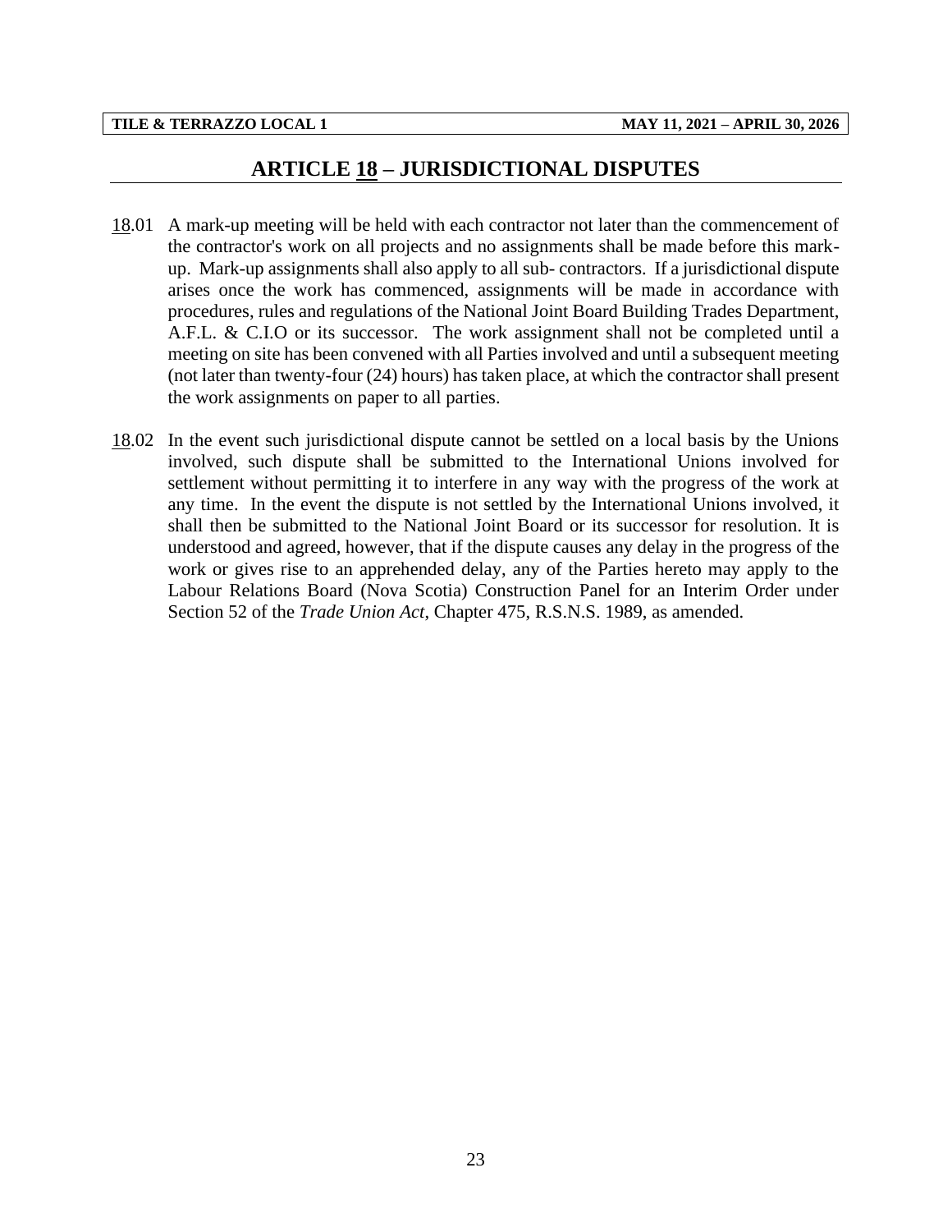# ARTICLE 18 – JURISDICTIONAL DISPUTES

18.01 A mark-up meeting will be held with each contractor not later than the commencement of the contractor's work on all projects and no assignments shall be made before this mark-up. Mark-up assignments shall also apply to all sub- contractors. If a jurisdictional dispute arises once the work has commenced, assignments will be made in accordance with procedures, rules and regulations of the National Joint Board Building Trades Department, A.F.L. & C.I.O or its successor. The work assignment shall not be completed until a meeting on site has been convened with all Parties involved and until a subsequent meeting (not later than twenty-four (24) hours) has taken place, at which the contractor shall present the work assignments on paper to all parties.

18.02 In the event such jurisdictional dispute cannot be settled on a local basis by the Unions involved, such dispute shall be submitted to the International Unions involved for settlement without permitting it to interfere in any way with the progress of the work at any time. In the event the dispute is not settled by the International Unions involved, it shall then be submitted to the National Joint Board or its successor for resolution. It is understood and agreed, however, that if the dispute causes any delay in the progress of the work or gives rise to an apprehended delay, any of the Parties hereto may apply to the Labour Relations Board (Nova Scotia) Construction Panel for an Interim Order under Section 52 of the *Trade Union Act*, Chapter 475, R.S.N.S. 1989, as amended.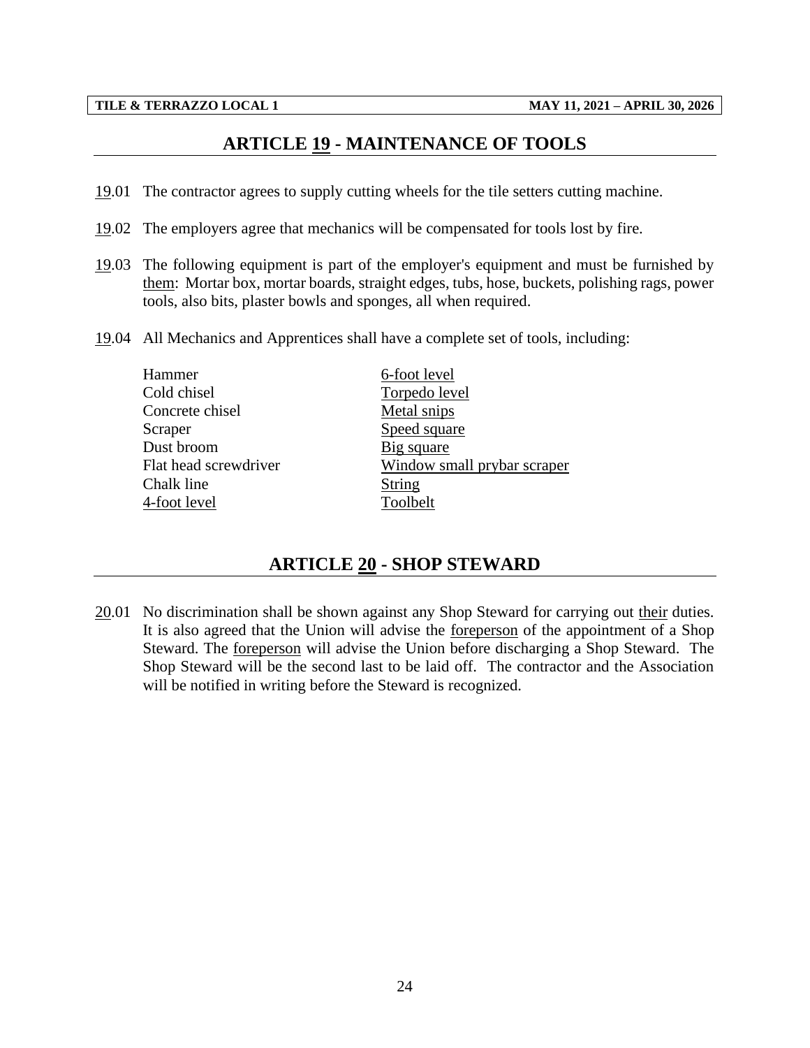## ARTICLE 19 - MAINTENANCE OF TOOLS

19.01 The contractor agrees to supply cutting wheels for the tile setters cutting machine.

19.02 The employers agree that mechanics will be compensated for tools lost by fire.

19.03 The following equipment is part of the employer's equipment and must be furnished by them: Mortar box, mortar boards, straight edges, tubs, hose, buckets, polishing rags, power tools, also bits, plaster bowls and sponges, all when required.

19.04 All Mechanics and Apprentices shall have a complete set of tools, including:

| | |
|---|---|
| Hammer | 6-foot level |
| Cold chisel | Torpedo level |
| Concrete chisel | Metal snips |
| Scraper | Speed square |
| Dust broom | Big square |
| Flat head screwdriver | Window small prybar scraper |
| Chalk line | String |
| 4-foot level | Toolbelt |

## ARTICLE 20 - SHOP STEWARD

20.01 No discrimination shall be shown against any Shop Steward for carrying out their duties. It is also agreed that the Union will advise the foreperson of the appointment of a Shop Steward. The foreperson will advise the Union before discharging a Shop Steward. The Shop Steward will be the second last to be laid off. The contractor and the Association will be notified in writing before the Steward is recognized.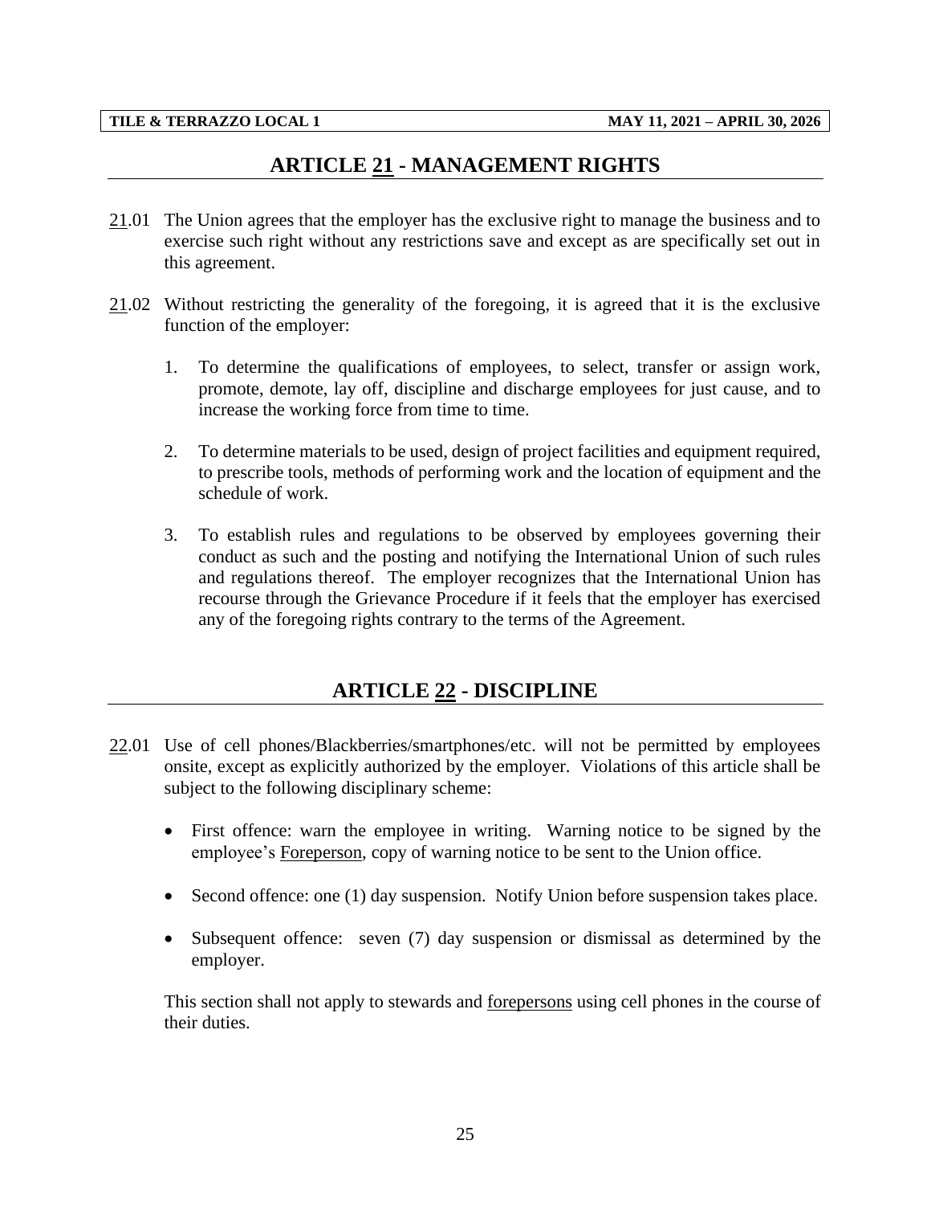## ARTICLE 21 - MANAGEMENT RIGHTS

21.01 The Union agrees that the employer has the exclusive right to manage the business and to exercise such right without any restrictions save and except as are specifically set out in this agreement.

21.02 Without restricting the generality of the foregoing, it is agreed that it is the exclusive function of the employer:

1. To determine the qualifications of employees, to select, transfer or assign work, promote, demote, lay off, discipline and discharge employees for just cause, and to increase the working force from time to time.

2. To determine materials to be used, design of project facilities and equipment required, to prescribe tools, methods of performing work and the location of equipment and the schedule of work.

3. To establish rules and regulations to be observed by employees governing their conduct as such and the posting and notifying the International Union of such rules and regulations thereof. The employer recognizes that the International Union has recourse through the Grievance Procedure if it feels that the employer has exercised any of the foregoing rights contrary to the terms of the Agreement.

## ARTICLE 22 - DISCIPLINE

22.01 Use of cell phones/Blackberries/smartphones/etc. will not be permitted by employees onsite, except as explicitly authorized by the employer. Violations of this article shall be subject to the following disciplinary scheme:

- First offence: warn the employee in writing. Warning notice to be signed by the employee's Foreperson, copy of warning notice to be sent to the Union office.

- Second offence: one (1) day suspension. Notify Union before suspension takes place.

- Subsequent offence: seven (7) day suspension or dismissal as determined by the employer.

This section shall not apply to stewards and forepersons using cell phones in the course of their duties.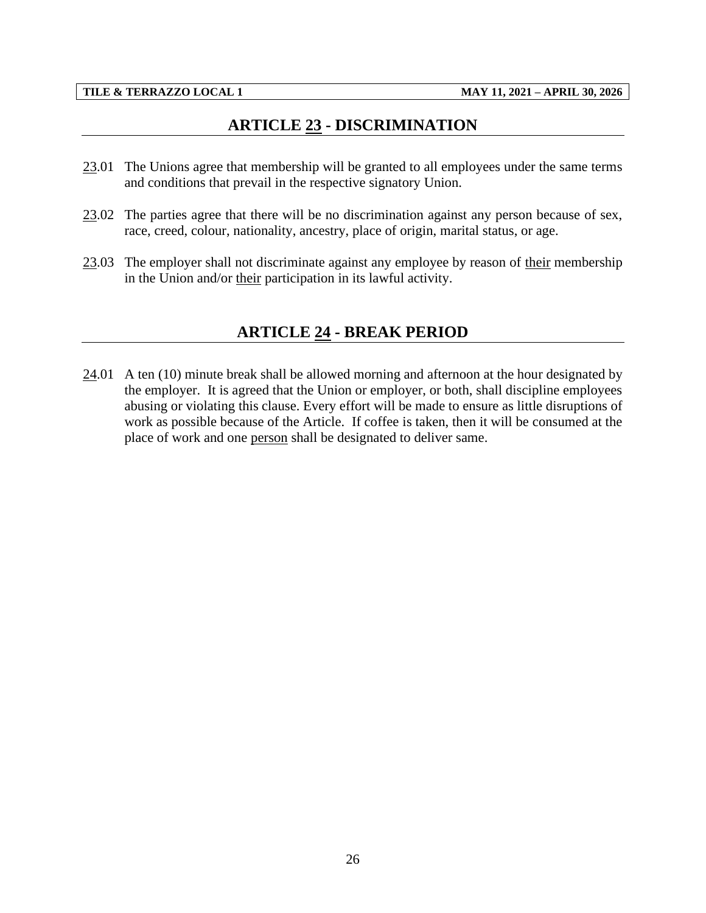## ARTICLE <u>23</u> - DISCRIMINATION

<u>23</u>.01 The Unions agree that membership will be granted to all employees under the same terms and conditions that prevail in the respective signatory Union.

<u>23</u>.02 The parties agree that there will be no discrimination against any person because of sex, race, creed, colour, nationality, ancestry, place of origin, marital status, or age.

<u>23</u>.03 The employer shall not discriminate against any employee by reason of <u>their</u> membership in the Union and/or <u>their</u> participation in its lawful activity.

## ARTICLE <u>24</u> - BREAK PERIOD

<u>24</u>.01 A ten (10) minute break shall be allowed morning and afternoon at the hour designated by the employer. It is agreed that the Union or employer, or both, shall discipline employees abusing or violating this clause. Every effort will be made to ensure as little disruptions of work as possible because of the Article. If coffee is taken, then it will be consumed at the place of work and one <u>person</u> shall be designated to deliver same.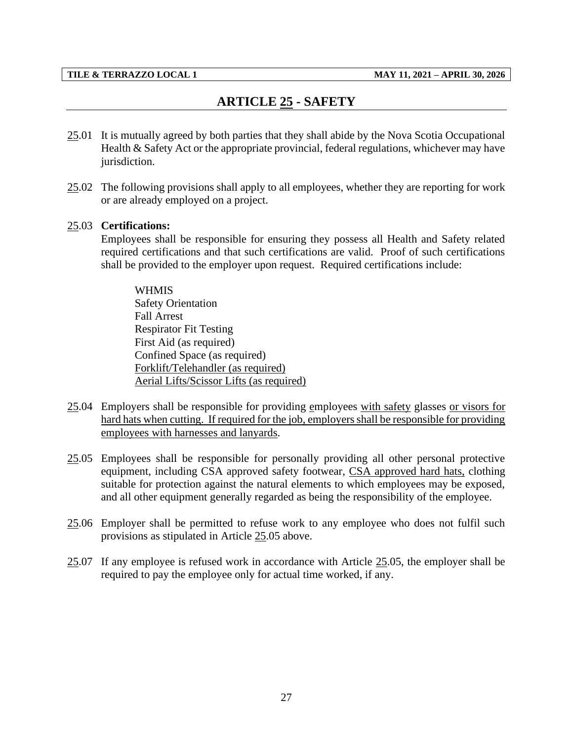# ARTICLE 25 - SAFETY

25.01 It is mutually agreed by both parties that they shall abide by the Nova Scotia Occupational Health & Safety Act or the appropriate provincial, federal regulations, whichever may have jurisdiction.

25.02 The following provisions shall apply to all employees, whether they are reporting for work or are already employed on a project.

25.03 **Certifications:**
Employees shall be responsible for ensuring they possess all Health and Safety related required certifications and that such certifications are valid. Proof of such certifications shall be provided to the employer upon request. Required certifications include:

WHMIS
Safety Orientation
Fall Arrest
Respirator Fit Testing
First Aid (as required)
Confined Space (as required)
Forklift/Telehandler (as required)
Aerial Lifts/Scissor Lifts (as required)

25.04 Employers shall be responsible for providing employees with safety glasses or visors for hard hats when cutting. If required for the job, employers shall be responsible for providing employees with harnesses and lanyards.

25.05 Employees shall be responsible for personally providing all other personal protective equipment, including CSA approved safety footwear, CSA approved hard hats, clothing suitable for protection against the natural elements to which employees may be exposed, and all other equipment generally regarded as being the responsibility of the employee.

25.06 Employer shall be permitted to refuse work to any employee who does not fulfil such provisions as stipulated in Article 25.05 above.

25.07 If any employee is refused work in accordance with Article 25.05, the employer shall be required to pay the employee only for actual time worked, if any.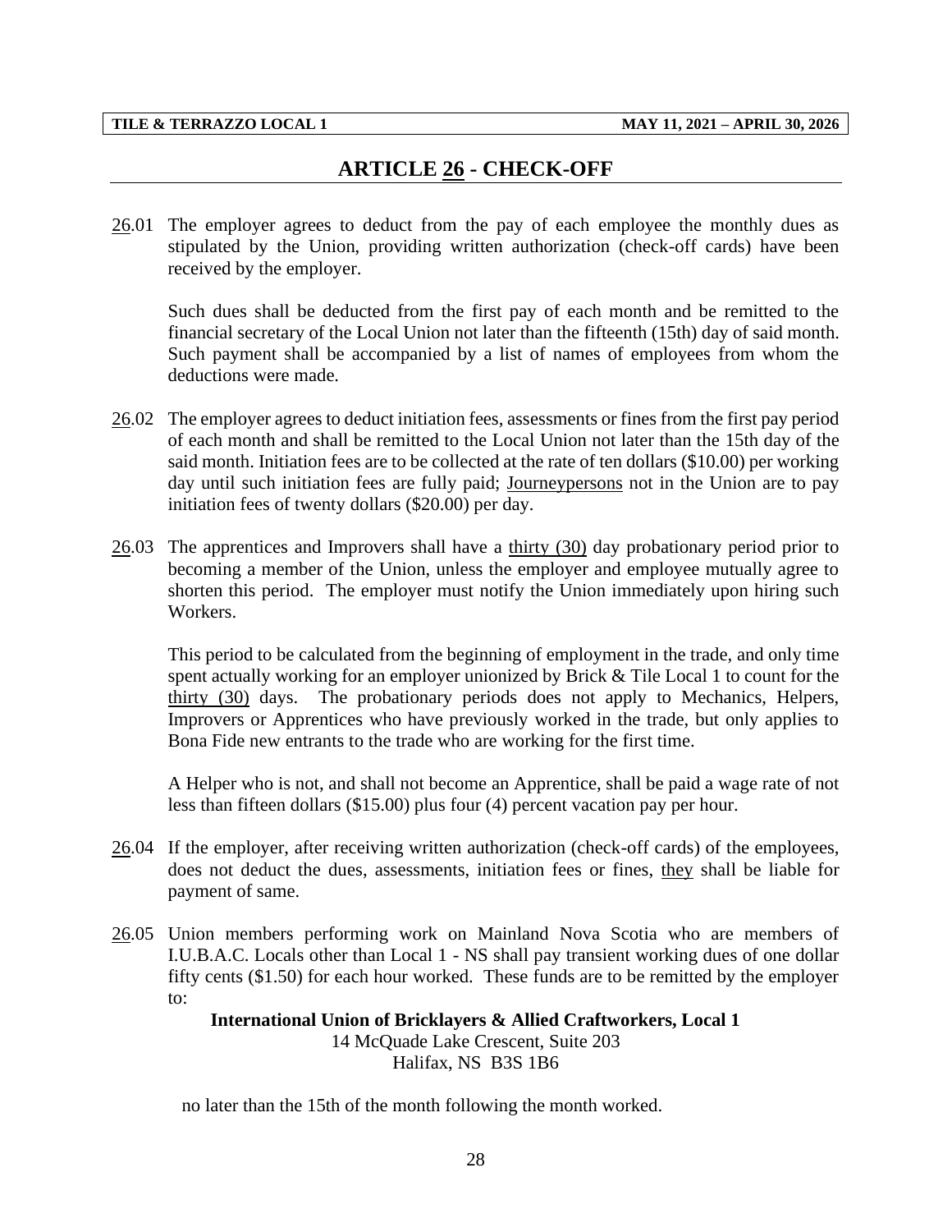## ARTICLE 26 - CHECK-OFF

26.01 The employer agrees to deduct from the pay of each employee the monthly dues as stipulated by the Union, providing written authorization (check-off cards) have been received by the employer.

Such dues shall be deducted from the first pay of each month and be remitted to the financial secretary of the Local Union not later than the fifteenth (15th) day of said month. Such payment shall be accompanied by a list of names of employees from whom the deductions were made.

26.02 The employer agrees to deduct initiation fees, assessments or fines from the first pay period of each month and shall be remitted to the Local Union not later than the 15th day of the said month. Initiation fees are to be collected at the rate of ten dollars ($10.00) per working day until such initiation fees are fully paid; Journeypersons not in the Union are to pay initiation fees of twenty dollars ($20.00) per day.

26.03 The apprentices and Improvers shall have a thirty (30) day probationary period prior to becoming a member of the Union, unless the employer and employee mutually agree to shorten this period. The employer must notify the Union immediately upon hiring such Workers.

This period to be calculated from the beginning of employment in the trade, and only time spent actually working for an employer unionized by Brick & Tile Local 1 to count for the thirty (30) days. The probationary periods does not apply to Mechanics, Helpers, Improvers or Apprentices who have previously worked in the trade, but only applies to Bona Fide new entrants to the trade who are working for the first time.

A Helper who is not, and shall not become an Apprentice, shall be paid a wage rate of not less than fifteen dollars ($15.00) plus four (4) percent vacation pay per hour.

26.04 If the employer, after receiving written authorization (check-off cards) of the employees, does not deduct the dues, assessments, initiation fees or fines, they shall be liable for payment of same.

26.05 Union members performing work on Mainland Nova Scotia who are members of I.U.B.A.C. Locals other than Local 1 - NS shall pay transient working dues of one dollar fifty cents ($1.50) for each hour worked. These funds are to be remitted by the employer to:

**International Union of Bricklayers & Allied Craftworkers, Local 1**
14 McQuade Lake Crescent, Suite 203
Halifax, NS B3S 1B6

no later than the 15th of the month following the month worked.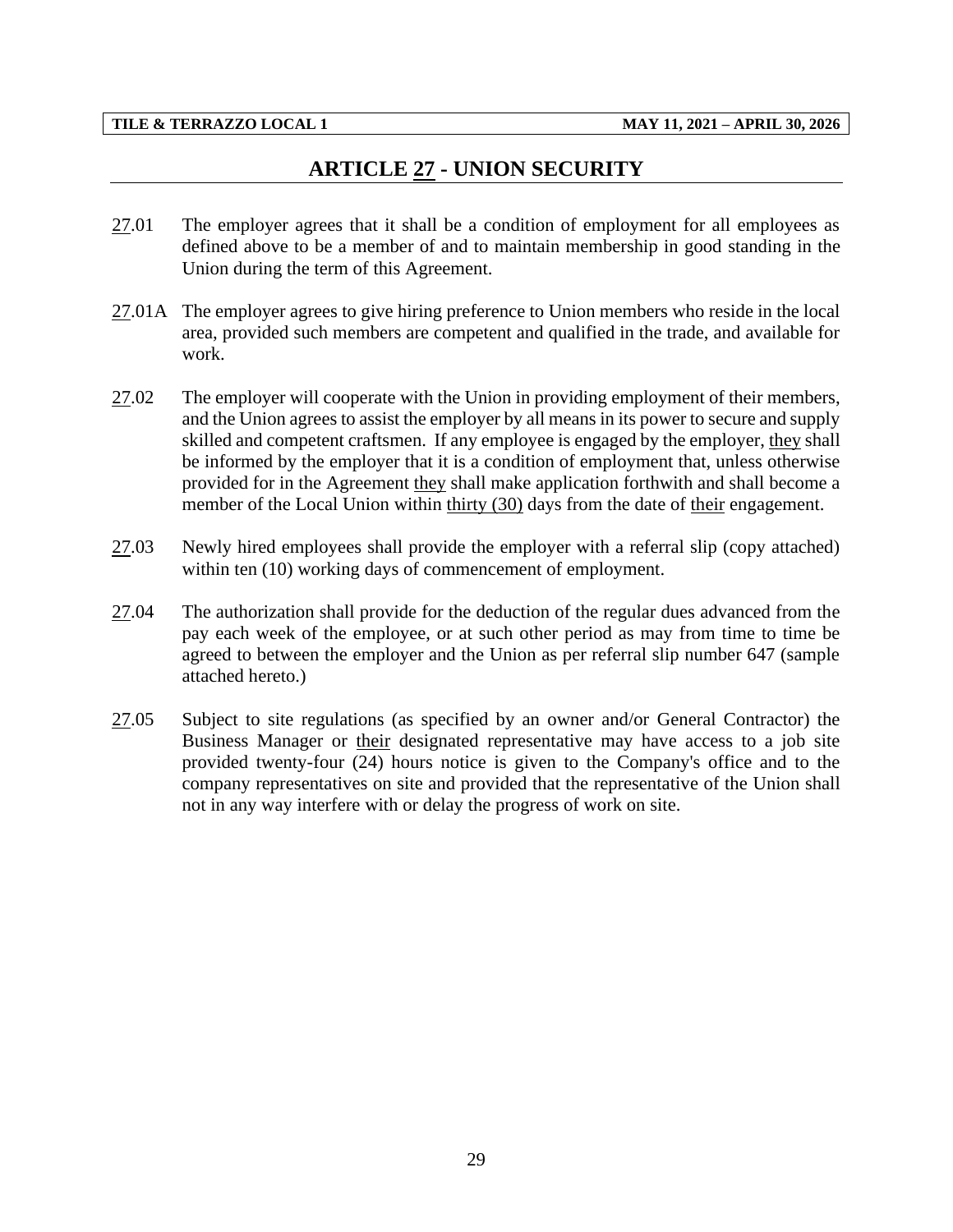# ARTICLE 27 - UNION SECURITY

27.01 The employer agrees that it shall be a condition of employment for all employees as defined above to be a member of and to maintain membership in good standing in the Union during the term of this Agreement.

27.01A The employer agrees to give hiring preference to Union members who reside in the local area, provided such members are competent and qualified in the trade, and available for work.

27.02 The employer will cooperate with the Union in providing employment of their members, and the Union agrees to assist the employer by all means in its power to secure and supply skilled and competent craftsmen. If any employee is engaged by the employer, they shall be informed by the employer that it is a condition of employment that, unless otherwise provided for in the Agreement they shall make application forthwith and shall become a member of the Local Union within thirty (30) days from the date of their engagement.

27.03 Newly hired employees shall provide the employer with a referral slip (copy attached) within ten (10) working days of commencement of employment.

27.04 The authorization shall provide for the deduction of the regular dues advanced from the pay each week of the employee, or at such other period as may from time to time be agreed to between the employer and the Union as per referral slip number 647 (sample attached hereto.)

27.05 Subject to site regulations (as specified by an owner and/or General Contractor) the Business Manager or their designated representative may have access to a job site provided twenty-four (24) hours notice is given to the Company's office and to the company representatives on site and provided that the representative of the Union shall not in any way interfere with or delay the progress of work on site.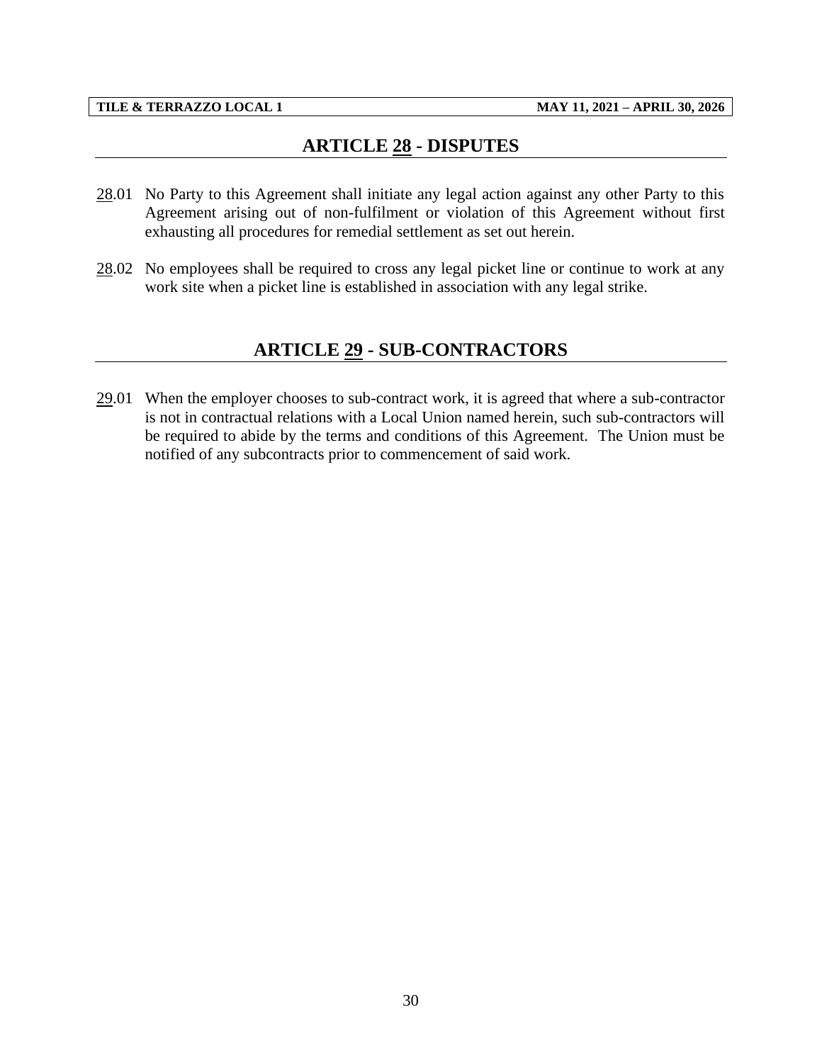## ARTICLE 28 - DISPUTES

28.01 No Party to this Agreement shall initiate any legal action against any other Party to this Agreement arising out of non-fulfilment or violation of this Agreement without first exhausting all procedures for remedial settlement as set out herein.

28.02 No employees shall be required to cross any legal picket line or continue to work at any work site when a picket line is established in association with any legal strike.

## ARTICLE 29 - SUB-CONTRACTORS

29.01 When the employer chooses to sub-contract work, it is agreed that where a sub-contractor is not in contractual relations with a Local Union named herein, such sub-contractors will be required to abide by the terms and conditions of this Agreement. The Union must be notified of any subcontracts prior to commencement of said work.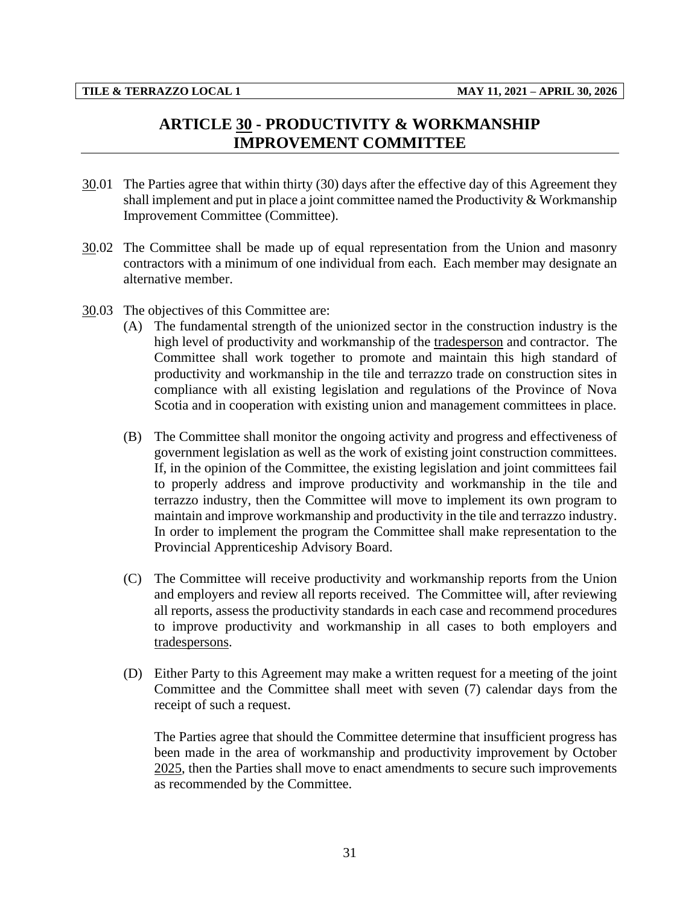# ARTICLE 30 - PRODUCTIVITY & WORKMANSHIP IMPROVEMENT COMMITTEE

30.01 The Parties agree that within thirty (30) days after the effective day of this Agreement they shall implement and put in place a joint committee named the Productivity & Workmanship Improvement Committee (Committee).

30.02 The Committee shall be made up of equal representation from the Union and masonry contractors with a minimum of one individual from each. Each member may designate an alternative member.

30.03 The objectives of this Committee are:

(A) The fundamental strength of the unionized sector in the construction industry is the high level of productivity and workmanship of the tradesperson and contractor. The Committee shall work together to promote and maintain this high standard of productivity and workmanship in the tile and terrazzo trade on construction sites in compliance with all existing legislation and regulations of the Province of Nova Scotia and in cooperation with existing union and management committees in place.

(B) The Committee shall monitor the ongoing activity and progress and effectiveness of government legislation as well as the work of existing joint construction committees. If, in the opinion of the Committee, the existing legislation and joint committees fail to properly address and improve productivity and workmanship in the tile and terrazzo industry, then the Committee will move to implement its own program to maintain and improve workmanship and productivity in the tile and terrazzo industry. In order to implement the program the Committee shall make representation to the Provincial Apprenticeship Advisory Board.

(C) The Committee will receive productivity and workmanship reports from the Union and employers and review all reports received. The Committee will, after reviewing all reports, assess the productivity standards in each case and recommend procedures to improve productivity and workmanship in all cases to both employers and tradespersons.

(D) Either Party to this Agreement may make a written request for a meeting of the joint Committee and the Committee shall meet with seven (7) calendar days from the receipt of such a request.

The Parties agree that should the Committee determine that insufficient progress has been made in the area of workmanship and productivity improvement by October 2025, then the Parties shall move to enact amendments to secure such improvements as recommended by the Committee.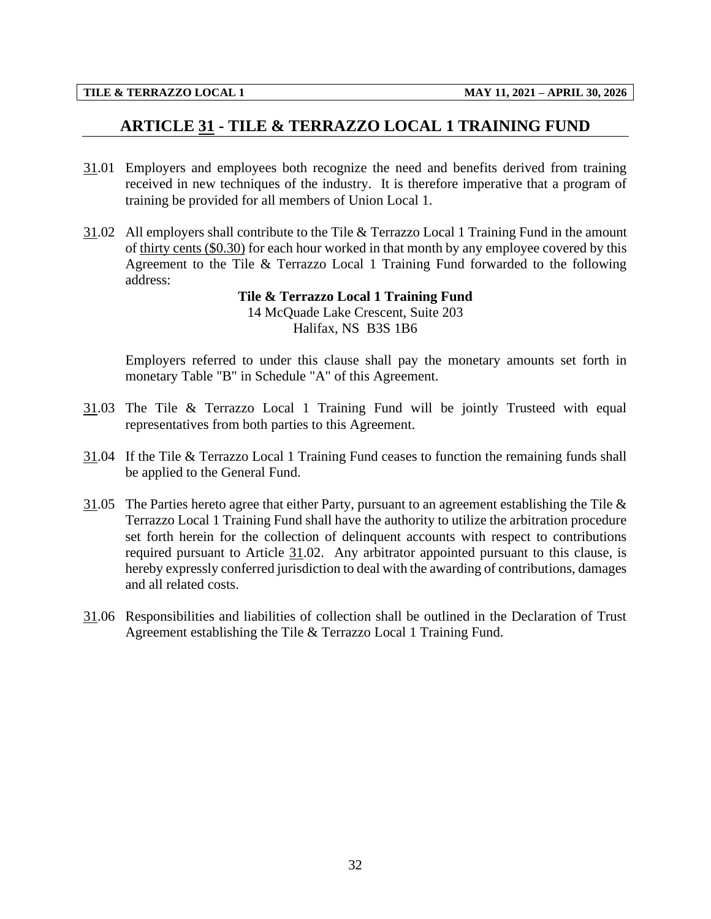## ARTICLE 31 - TILE & TERRAZZO LOCAL 1 TRAINING FUND

31.01 Employers and employees both recognize the need and benefits derived from training received in new techniques of the industry. It is therefore imperative that a program of training be provided for all members of Union Local 1.

31.02 All employers shall contribute to the Tile & Terrazzo Local 1 Training Fund in the amount of thirty cents ($0.30) for each hour worked in that month by any employee covered by this Agreement to the Tile & Terrazzo Local 1 Training Fund forwarded to the following address:

**Tile & Terrazzo Local 1 Training Fund**
14 McQuade Lake Crescent, Suite 203
Halifax, NS B3S 1B6

Employers referred to under this clause shall pay the monetary amounts set forth in monetary Table "B" in Schedule "A" of this Agreement.

31.03 The Tile & Terrazzo Local 1 Training Fund will be jointly Trusteed with equal representatives from both parties to this Agreement.

31.04 If the Tile & Terrazzo Local 1 Training Fund ceases to function the remaining funds shall be applied to the General Fund.

31.05 The Parties hereto agree that either Party, pursuant to an agreement establishing the Tile & Terrazzo Local 1 Training Fund shall have the authority to utilize the arbitration procedure set forth herein for the collection of delinquent accounts with respect to contributions required pursuant to Article 31.02. Any arbitrator appointed pursuant to this clause, is hereby expressly conferred jurisdiction to deal with the awarding of contributions, damages and all related costs.

31.06 Responsibilities and liabilities of collection shall be outlined in the Declaration of Trust Agreement establishing the Tile & Terrazzo Local 1 Training Fund.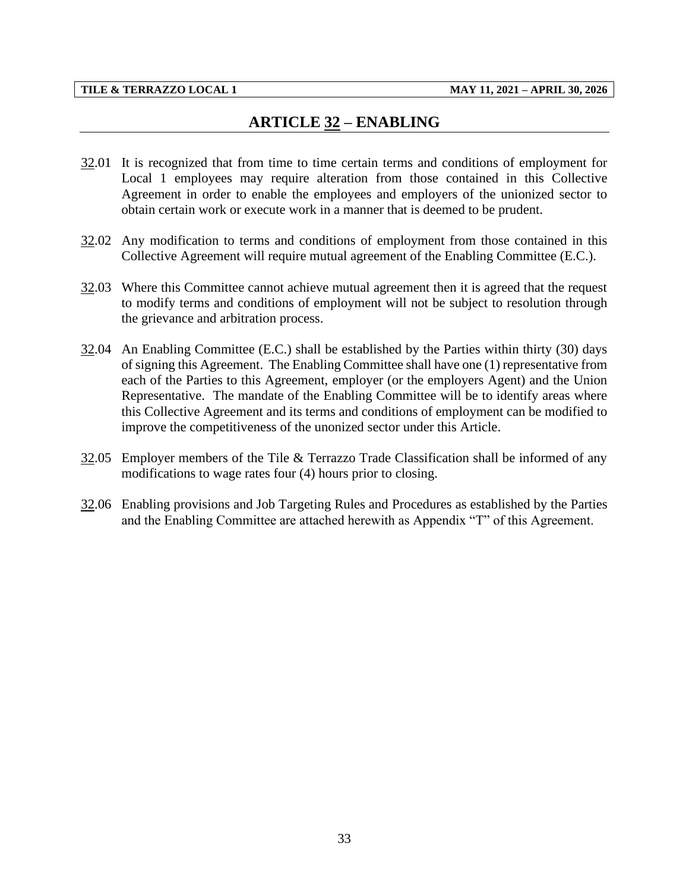# ARTICLE 32 – ENABLING

32.01 It is recognized that from time to time certain terms and conditions of employment for Local 1 employees may require alteration from those contained in this Collective Agreement in order to enable the employees and employers of the unionized sector to obtain certain work or execute work in a manner that is deemed to be prudent.

32.02 Any modification to terms and conditions of employment from those contained in this Collective Agreement will require mutual agreement of the Enabling Committee (E.C.).

32.03 Where this Committee cannot achieve mutual agreement then it is agreed that the request to modify terms and conditions of employment will not be subject to resolution through the grievance and arbitration process.

32.04 An Enabling Committee (E.C.) shall be established by the Parties within thirty (30) days of signing this Agreement. The Enabling Committee shall have one (1) representative from each of the Parties to this Agreement, employer (or the employers Agent) and the Union Representative. The mandate of the Enabling Committee will be to identify areas where this Collective Agreement and its terms and conditions of employment can be modified to improve the competitiveness of the unonized sector under this Article.

32.05 Employer members of the Tile & Terrazzo Trade Classification shall be informed of any modifications to wage rates four (4) hours prior to closing.

32.06 Enabling provisions and Job Targeting Rules and Procedures as established by the Parties and the Enabling Committee are attached herewith as Appendix "T" of this Agreement.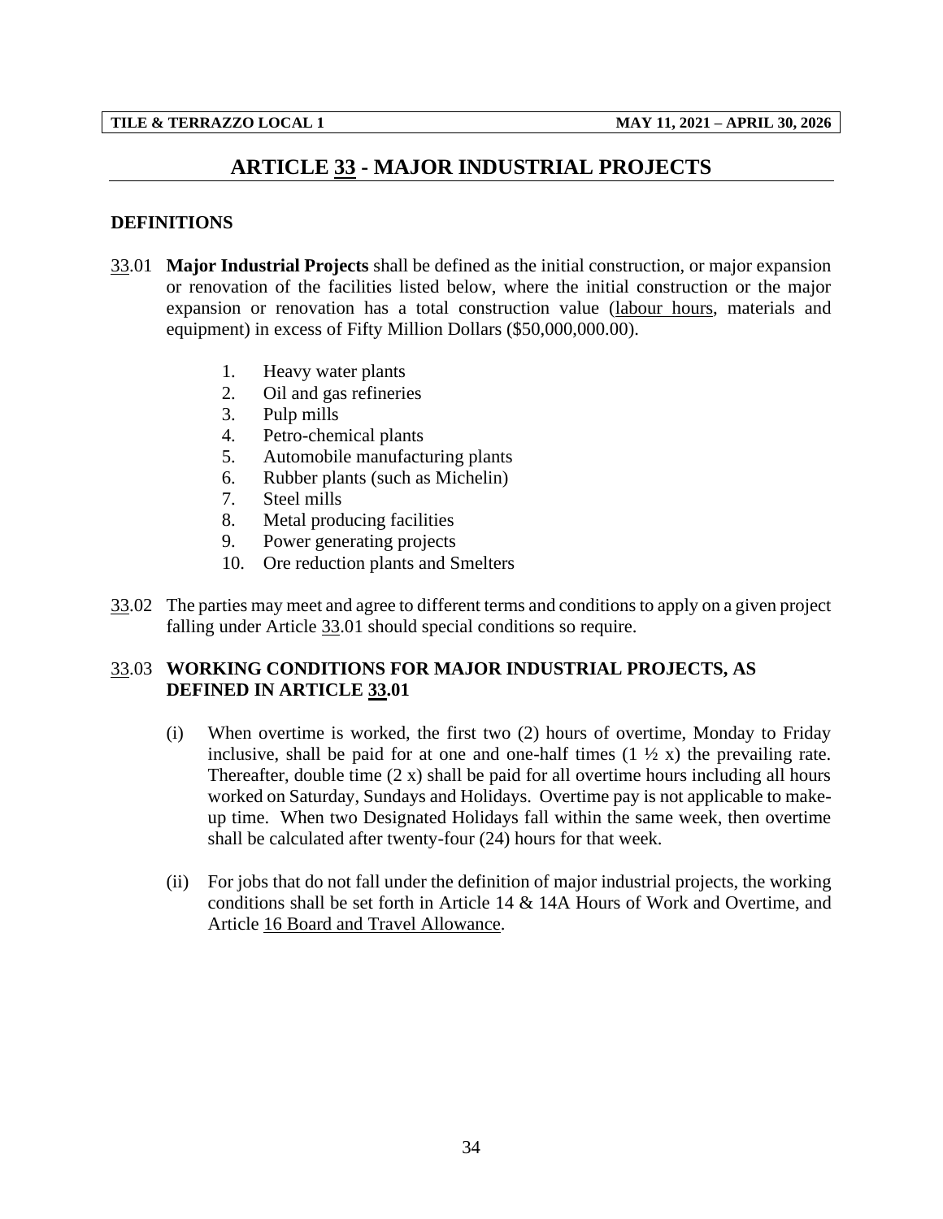# ARTICLE 33 - MAJOR INDUSTRIAL PROJECTS

## DEFINITIONS

33.01 **Major Industrial Projects** shall be defined as the initial construction, or major expansion or renovation of the facilities listed below, where the initial construction or the major expansion or renovation has a total construction value (labour hours, materials and equipment) in excess of Fifty Million Dollars ($50,000,000.00).

1. Heavy water plants
2. Oil and gas refineries
3. Pulp mills
4. Petro-chemical plants
5. Automobile manufacturing plants
6. Rubber plants (such as Michelin)
7. Steel mills
8. Metal producing facilities
9. Power generating projects
10. Ore reduction plants and Smelters

33.02 The parties may meet and agree to different terms and conditions to apply on a given project falling under Article 33.01 should special conditions so require.

33.03 **WORKING CONDITIONS FOR MAJOR INDUSTRIAL PROJECTS, AS DEFINED IN ARTICLE 33.01**

(i) When overtime is worked, the first two (2) hours of overtime, Monday to Friday inclusive, shall be paid for at one and one-half times (1 ½ x) the prevailing rate. Thereafter, double time (2 x) shall be paid for all overtime hours including all hours worked on Saturday, Sundays and Holidays. Overtime pay is not applicable to make-up time. When two Designated Holidays fall within the same week, then overtime shall be calculated after twenty-four (24) hours for that week.

(ii) For jobs that do not fall under the definition of major industrial projects, the working conditions shall be set forth in Article 14 & 14A Hours of Work and Overtime, and Article 16 Board and Travel Allowance.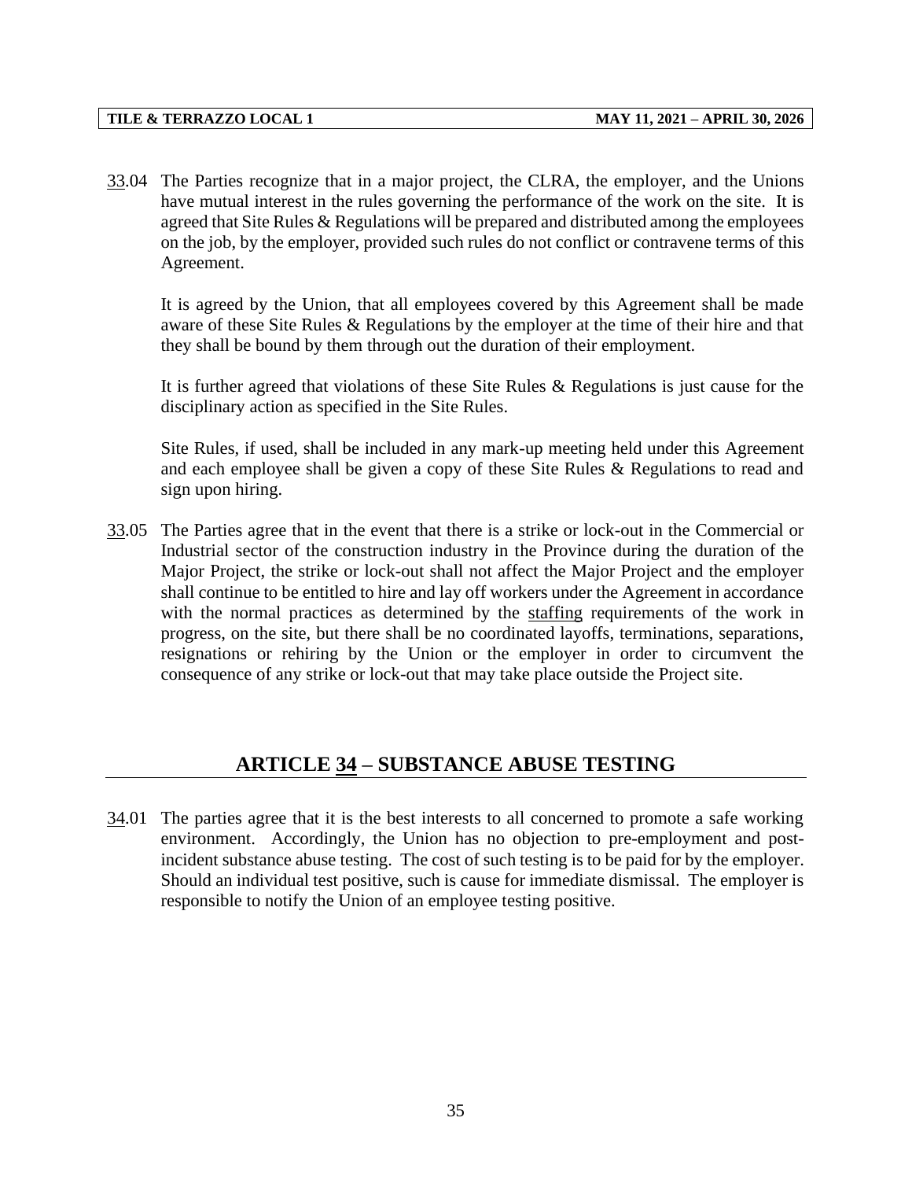33.04 The Parties recognize that in a major project, the CLRA, the employer, and the Unions have mutual interest in the rules governing the performance of the work on the site. It is agreed that Site Rules & Regulations will be prepared and distributed among the employees on the job, by the employer, provided such rules do not conflict or contravene terms of this Agreement.

It is agreed by the Union, that all employees covered by this Agreement shall be made aware of these Site Rules & Regulations by the employer at the time of their hire and that they shall be bound by them through out the duration of their employment.

It is further agreed that violations of these Site Rules & Regulations is just cause for the disciplinary action as specified in the Site Rules.

Site Rules, if used, shall be included in any mark-up meeting held under this Agreement and each employee shall be given a copy of these Site Rules & Regulations to read and sign upon hiring.

33.05 The Parties agree that in the event that there is a strike or lock-out in the Commercial or Industrial sector of the construction industry in the Province during the duration of the Major Project, the strike or lock-out shall not affect the Major Project and the employer shall continue to be entitled to hire and lay off workers under the Agreement in accordance with the normal practices as determined by the staffing requirements of the work in progress, on the site, but there shall be no coordinated layoffs, terminations, separations, resignations or rehiring by the Union or the employer in order to circumvent the consequence of any strike or lock-out that may take place outside the Project site.

## ARTICLE 34 – SUBSTANCE ABUSE TESTING

34.01 The parties agree that it is the best interests to all concerned to promote a safe working environment. Accordingly, the Union has no objection to pre-employment and post-incident substance abuse testing. The cost of such testing is to be paid for by the employer. Should an individual test positive, such is cause for immediate dismissal. The employer is responsible to notify the Union of an employee testing positive.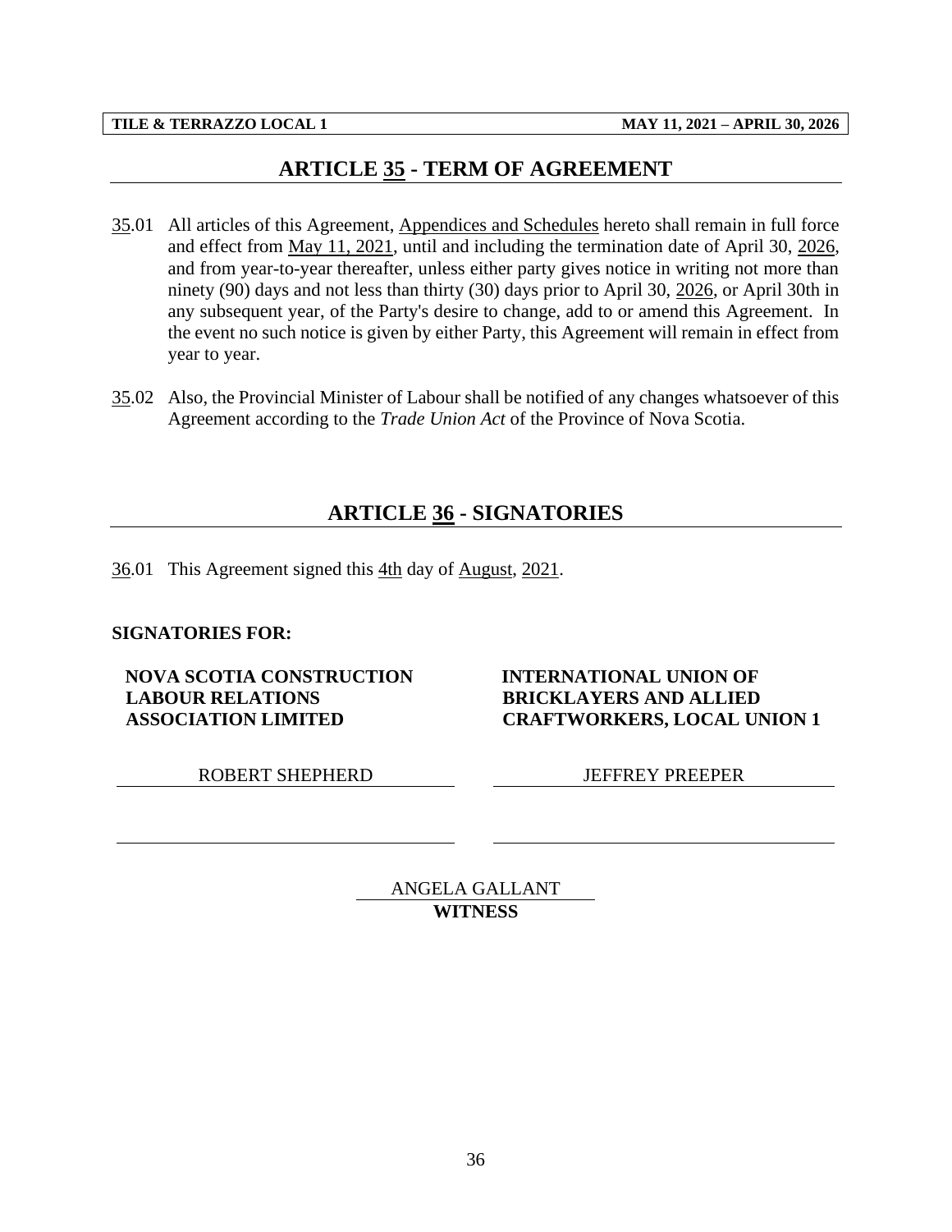## ARTICLE 35 - TERM OF AGREEMENT

35.01 All articles of this Agreement, Appendices and Schedules hereto shall remain in full force and effect from May 11, 2021, until and including the termination date of April 30, 2026, and from year-to-year thereafter, unless either party gives notice in writing not more than ninety (90) days and not less than thirty (30) days prior to April 30, 2026, or April 30th in any subsequent year, of the Party's desire to change, add to or amend this Agreement. In the event no such notice is given by either Party, this Agreement will remain in effect from year to year.

35.02 Also, the Provincial Minister of Labour shall be notified of any changes whatsoever of this Agreement according to the *Trade Union Act* of the Province of Nova Scotia.

## ARTICLE 36 - SIGNATORIES

36.01 This Agreement signed this 4th day of August, 2021.

**SIGNATORIES FOR:**

| **NOVA SCOTIA CONSTRUCTION LABOUR RELATIONS ASSOCIATION LIMITED** | **INTERNATIONAL UNION OF BRICKLAYERS AND ALLIED CRAFTWORKERS, LOCAL UNION 1** |
| --- | --- |
| ROBERT SHEPHERD | JEFFREY PREEPER |
| | |

ANGELA GALLANT
**WITNESS**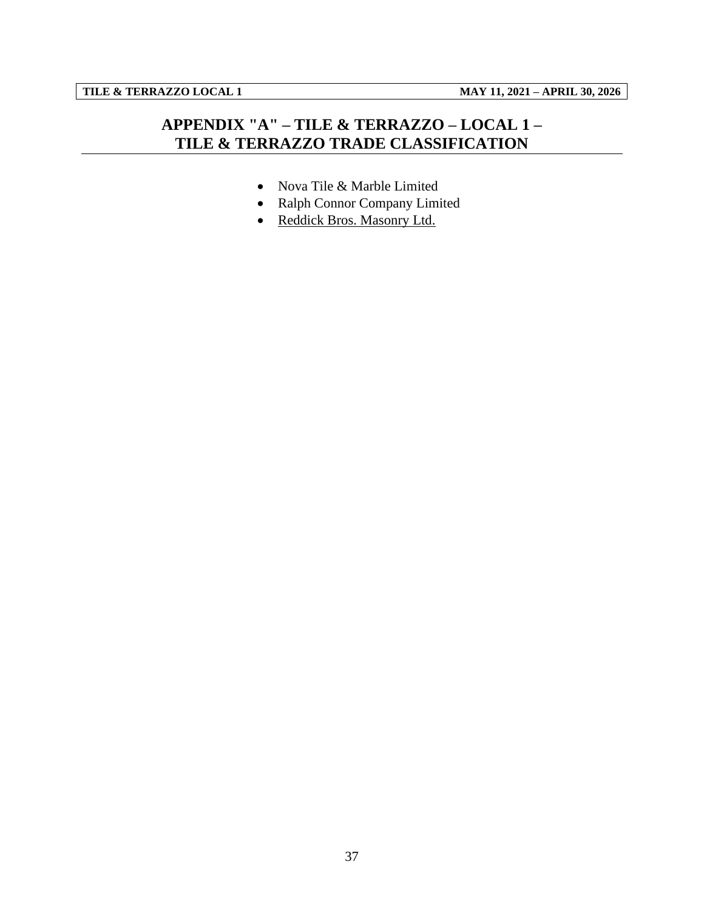## APPENDIX "A" – TILE & TERRAZZO – LOCAL 1 – TILE & TERRAZZO TRADE CLASSIFICATION

- Nova Tile & Marble Limited
- Ralph Connor Company Limited
- <u>Reddick Bros. Masonry Ltd.</u>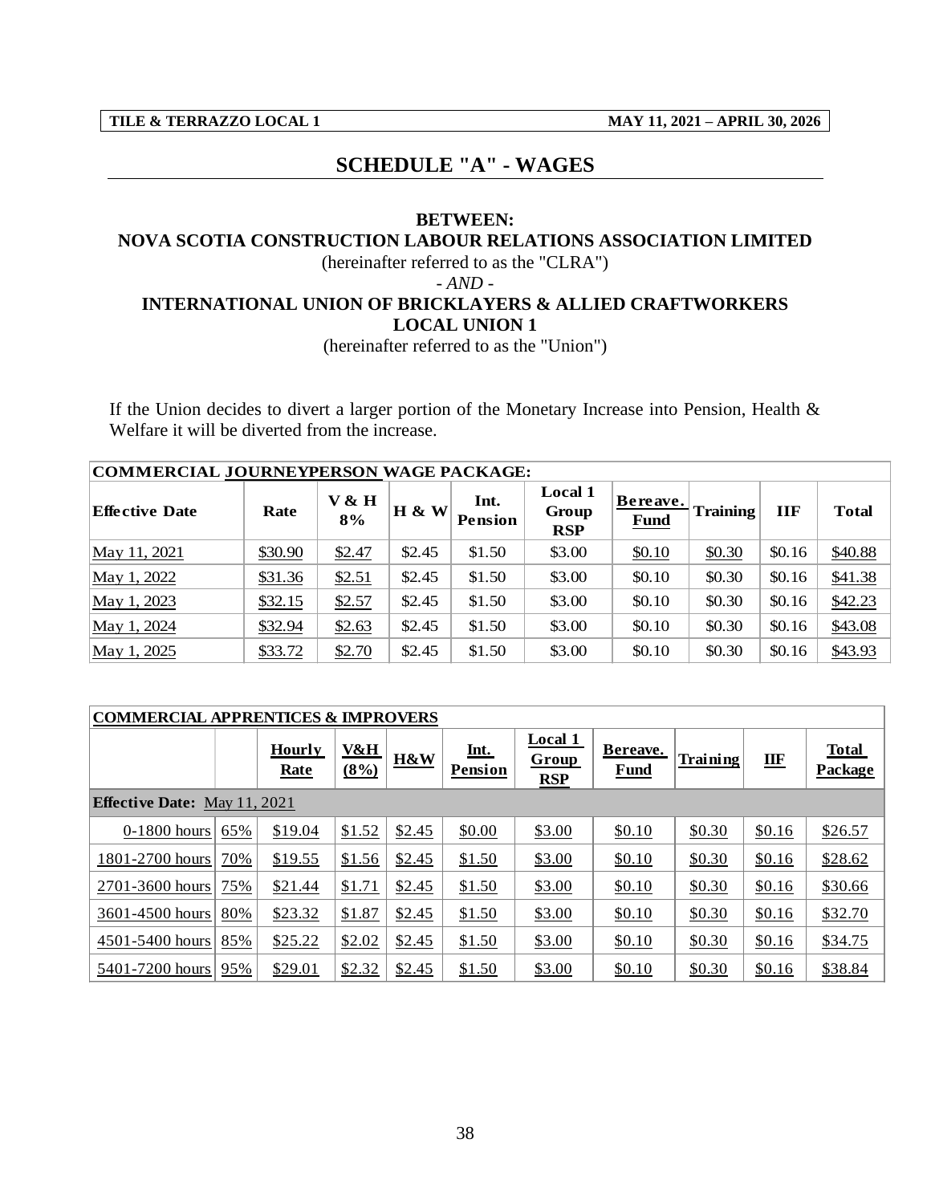## SCHEDULE "A" - WAGES

**BETWEEN:**

**NOVA SCOTIA CONSTRUCTION LABOUR RELATIONS ASSOCIATION LIMITED**

(hereinafter referred to as the "CLRA")

*- AND -*

**INTERNATIONAL UNION OF BRICKLAYERS & ALLIED CRAFTWORKERS LOCAL UNION 1**

(hereinafter referred to as the "Union")

If the Union decides to divert a larger portion of the Monetary Increase into Pension, Health & Welfare it will be diverted from the increase.

| COMMERCIAL JOURNEYPERSON WAGE PACKAGE: | | | | | | | | | |
|---|---|---|---|---|---|---|---|---|---|
| **Effective Date** | **Rate** | **V & H 8%** | **H & W** | **Int. Pension** | **Local 1 Group RSP** | **Bereave. Fund** | **Training** | **IIF** | **Total** |
| May 11, 2021 | $30.90 | $2.47 | $2.45 | $1.50 | $3.00 | $0.10 | $0.30 | $0.16 | $40.88 |
| May 1, 2022 | $31.36 | $2.51 | $2.45 | $1.50 | $3.00 | $0.10 | $0.30 | $0.16 | $41.38 |
| May 1, 2023 | $32.15 | $2.57 | $2.45 | $1.50 | $3.00 | $0.10 | $0.30 | $0.16 | $42.23 |
| May 1, 2024 | $32.94 | $2.63 | $2.45 | $1.50 | $3.00 | $0.10 | $0.30 | $0.16 | $43.08 |
| May 1, 2025 | $33.72 | $2.70 | $2.45 | $1.50 | $3.00 | $0.10 | $0.30 | $0.16 | $43.93 |

| COMMERCIAL APPRENTICES & IMPROVERS | | | | | | | | | | |
|---|---|---|---|---|---|---|---|---|---|---|
| | | **Hourly Rate** | **V&H (8%)** | **H&W** | **Int. Pension** | **Local 1 Group RSP** | **Bereave. Fund** | **Training** | **IIF** | **Total Package** |
| **Effective Date:** May 11, 2021 | | | | | | | | | | |
| 0-1800 hours | 65% | $19.04 | $1.52 | $2.45 | $0.00 | $3.00 | $0.10 | $0.30 | $0.16 | $26.57 |
| 1801-2700 hours | 70% | $19.55 | $1.56 | $2.45 | $1.50 | $3.00 | $0.10 | $0.30 | $0.16 | $28.62 |
| 2701-3600 hours | 75% | $21.44 | $1.71 | $2.45 | $1.50 | $3.00 | $0.10 | $0.30 | $0.16 | $30.66 |
| 3601-4500 hours | 80% | $23.32 | $1.87 | $2.45 | $1.50 | $3.00 | $0.10 | $0.30 | $0.16 | $32.70 |
| 4501-5400 hours | 85% | $25.22 | $2.02 | $2.45 | $1.50 | $3.00 | $0.10 | $0.30 | $0.16 | $34.75 |
| 5401-7200 hours | 95% | $29.01 | $2.32 | $2.45 | $1.50 | $3.00 | $0.10 | $0.30 | $0.16 | $38.84 |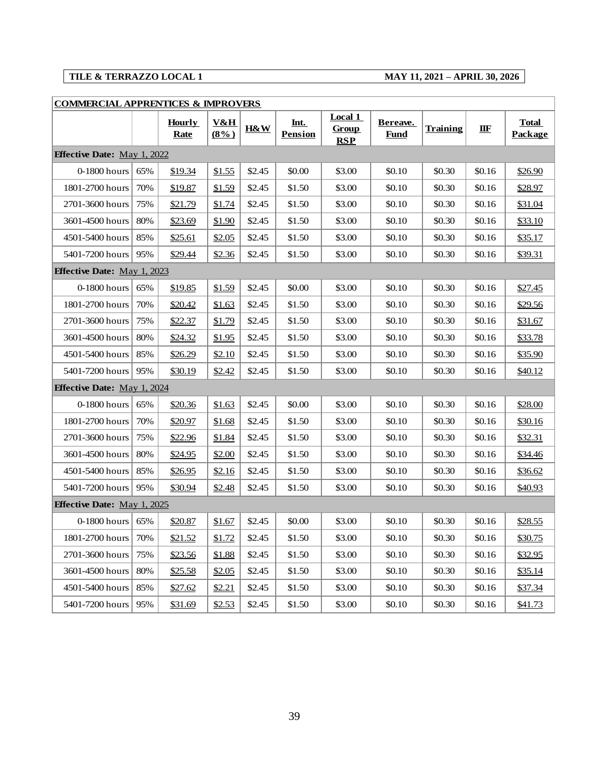| TILE & TERRAZZO LOCAL 1 | MAY 11, 2021 – APRIL 30, 2026 |
|---|---|

| COMMERCIAL APPRENTICES & IMPROVERS | | | | | | | | | | |
|---|---|---|---|---|---|---|---|---|---|---|
| | | Hourly Rate | V&H (8%) | H&W | Int. Pension | Local 1 Group RSP | Bereave. Fund | Training | IIF | Total Package |
| **Effective Date:** May 1, 2022 | | | | | | | | | | |
| 0-1800 hours | 65% | $19.34 | $1.55 | $2.45 | $0.00 | $3.00 | $0.10 | $0.30 | $0.16 | $26.90 |
| 1801-2700 hours | 70% | $19.87 | $1.59 | $2.45 | $1.50 | $3.00 | $0.10 | $0.30 | $0.16 | $28.97 |
| 2701-3600 hours | 75% | $21.79 | $1.74 | $2.45 | $1.50 | $3.00 | $0.10 | $0.30 | $0.16 | $31.04 |
| 3601-4500 hours | 80% | $23.69 | $1.90 | $2.45 | $1.50 | $3.00 | $0.10 | $0.30 | $0.16 | $33.10 |
| 4501-5400 hours | 85% | $25.61 | $2.05 | $2.45 | $1.50 | $3.00 | $0.10 | $0.30 | $0.16 | $35.17 |
| 5401-7200 hours | 95% | $29.44 | $2.36 | $2.45 | $1.50 | $3.00 | $0.10 | $0.30 | $0.16 | $39.31 |
| **Effective Date:** May 1, 2023 | | | | | | | | | | |
| 0-1800 hours | 65% | $19.85 | $1.59 | $2.45 | $0.00 | $3.00 | $0.10 | $0.30 | $0.16 | $27.45 |
| 1801-2700 hours | 70% | $20.42 | $1.63 | $2.45 | $1.50 | $3.00 | $0.10 | $0.30 | $0.16 | $29.56 |
| 2701-3600 hours | 75% | $22.37 | $1.79 | $2.45 | $1.50 | $3.00 | $0.10 | $0.30 | $0.16 | $31.67 |
| 3601-4500 hours | 80% | $24.32 | $1.95 | $2.45 | $1.50 | $3.00 | $0.10 | $0.30 | $0.16 | $33.78 |
| 4501-5400 hours | 85% | $26.29 | $2.10 | $2.45 | $1.50 | $3.00 | $0.10 | $0.30 | $0.16 | $35.90 |
| 5401-7200 hours | 95% | $30.19 | $2.42 | $2.45 | $1.50 | $3.00 | $0.10 | $0.30 | $0.16 | $40.12 |
| **Effective Date:** May 1, 2024 | | | | | | | | | | |
| 0-1800 hours | 65% | $20.36 | $1.63 | $2.45 | $0.00 | $3.00 | $0.10 | $0.30 | $0.16 | $28.00 |
| 1801-2700 hours | 70% | $20.97 | $1.68 | $2.45 | $1.50 | $3.00 | $0.10 | $0.30 | $0.16 | $30.16 |
| 2701-3600 hours | 75% | $22.96 | $1.84 | $2.45 | $1.50 | $3.00 | $0.10 | $0.30 | $0.16 | $32.31 |
| 3601-4500 hours | 80% | $24.95 | $2.00 | $2.45 | $1.50 | $3.00 | $0.10 | $0.30 | $0.16 | $34.46 |
| 4501-5400 hours | 85% | $26.95 | $2.16 | $2.45 | $1.50 | $3.00 | $0.10 | $0.30 | $0.16 | $36.62 |
| 5401-7200 hours | 95% | $30.94 | $2.48 | $2.45 | $1.50 | $3.00 | $0.10 | $0.30 | $0.16 | $40.93 |
| **Effective Date:** May 1, 2025 | | | | | | | | | | |
| 0-1800 hours | 65% | $20.87 | $1.67 | $2.45 | $0.00 | $3.00 | $0.10 | $0.30 | $0.16 | $28.55 |
| 1801-2700 hours | 70% | $21.52 | $1.72 | $2.45 | $1.50 | $3.00 | $0.10 | $0.30 | $0.16 | $30.75 |
| 2701-3600 hours | 75% | $23.56 | $1.88 | $2.45 | $1.50 | $3.00 | $0.10 | $0.30 | $0.16 | $32.95 |
| 3601-4500 hours | 80% | $25.58 | $2.05 | $2.45 | $1.50 | $3.00 | $0.10 | $0.30 | $0.16 | $35.14 |
| 4501-5400 hours | 85% | $27.62 | $2.21 | $2.45 | $1.50 | $3.00 | $0.10 | $0.30 | $0.16 | $37.34 |
| 5401-7200 hours | 95% | $31.69 | $2.53 | $2.45 | $1.50 | $3.00 | $0.10 | $0.30 | $0.16 | $41.73 |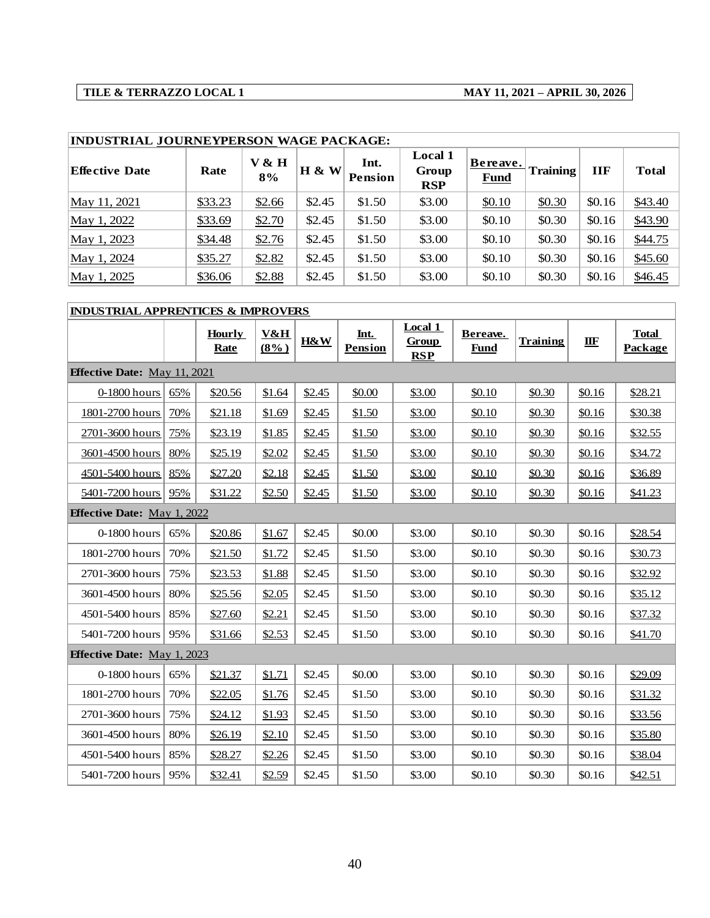| TILE & TERRAZZO LOCAL 1 | MAY 11, 2021 – APRIL 30, 2026 |
|---|---|

**INDUSTRIAL JOURNEYPERSON WAGE PACKAGE:**

| Effective Date | Rate | V & H 8% | H & W | Int. Pension | Local 1 Group RSP | Bereave. Fund | Training | IIF | Total |
|---|---|---|---|---|---|---|---|---|---|
| May 11, 2021 | $33.23 | $2.66 | $2.45 | $1.50 | $3.00 | $0.10 | $0.30 | $0.16 | $43.40 |
| May 1, 2022 | $33.69 | $2.70 | $2.45 | $1.50 | $3.00 | $0.10 | $0.30 | $0.16 | $43.90 |
| May 1, 2023 | $34.48 | $2.76 | $2.45 | $1.50 | $3.00 | $0.10 | $0.30 | $0.16 | $44.75 |
| May 1, 2024 | $35.27 | $2.82 | $2.45 | $1.50 | $3.00 | $0.10 | $0.30 | $0.16 | $45.60 |
| May 1, 2025 | $36.06 | $2.88 | $2.45 | $1.50 | $3.00 | $0.10 | $0.30 | $0.16 | $46.45 |

**INDUSTRIAL APPRENTICES & IMPROVERS**

| | | Hourly Rate | V&H (8%) | H&W | Int. Pension | Local 1 Group RSP | Bereave. Fund | Training | IIF | Total Package |
|---|---|---|---|---|---|---|---|---|---|---|
| **Effective Date:** May 11, 2021 | | | | | | | | | | |
| 0-1800 hours | 65% | $20.56 | $1.64 | $2.45 | $0.00 | $3.00 | $0.10 | $0.30 | $0.16 | $28.21 |
| 1801-2700 hours | 70% | $21.18 | $1.69 | $2.45 | $1.50 | $3.00 | $0.10 | $0.30 | $0.16 | $30.38 |
| 2701-3600 hours | 75% | $23.19 | $1.85 | $2.45 | $1.50 | $3.00 | $0.10 | $0.30 | $0.16 | $32.55 |
| 3601-4500 hours | 80% | $25.19 | $2.02 | $2.45 | $1.50 | $3.00 | $0.10 | $0.30 | $0.16 | $34.72 |
| 4501-5400 hours | 85% | $27.20 | $2.18 | $2.45 | $1.50 | $3.00 | $0.10 | $0.30 | $0.16 | $36.89 |
| 5401-7200 hours | 95% | $31.22 | $2.50 | $2.45 | $1.50 | $3.00 | $0.10 | $0.30 | $0.16 | $41.23 |
| **Effective Date:** May 1, 2022 | | | | | | | | | | |
| 0-1800 hours | 65% | $20.86 | $1.67 | $2.45 | $0.00 | $3.00 | $0.10 | $0.30 | $0.16 | $28.54 |
| 1801-2700 hours | 70% | $21.50 | $1.72 | $2.45 | $1.50 | $3.00 | $0.10 | $0.30 | $0.16 | $30.73 |
| 2701-3600 hours | 75% | $23.53 | $1.88 | $2.45 | $1.50 | $3.00 | $0.10 | $0.30 | $0.16 | $32.92 |
| 3601-4500 hours | 80% | $25.56 | $2.05 | $2.45 | $1.50 | $3.00 | $0.10 | $0.30 | $0.16 | $35.12 |
| 4501-5400 hours | 85% | $27.60 | $2.21 | $2.45 | $1.50 | $3.00 | $0.10 | $0.30 | $0.16 | $37.32 |
| 5401-7200 hours | 95% | $31.66 | $2.53 | $2.45 | $1.50 | $3.00 | $0.10 | $0.30 | $0.16 | $41.70 |
| **Effective Date:** May 1, 2023 | | | | | | | | | | |
| 0-1800 hours | 65% | $21.37 | $1.71 | $2.45 | $0.00 | $3.00 | $0.10 | $0.30 | $0.16 | $29.09 |
| 1801-2700 hours | 70% | $22.05 | $1.76 | $2.45 | $1.50 | $3.00 | $0.10 | $0.30 | $0.16 | $31.32 |
| 2701-3600 hours | 75% | $24.12 | $1.93 | $2.45 | $1.50 | $3.00 | $0.10 | $0.30 | $0.16 | $33.56 |
| 3601-4500 hours | 80% | $26.19 | $2.10 | $2.45 | $1.50 | $3.00 | $0.10 | $0.30 | $0.16 | $35.80 |
| 4501-5400 hours | 85% | $28.27 | $2.26 | $2.45 | $1.50 | $3.00 | $0.10 | $0.30 | $0.16 | $38.04 |
| 5401-7200 hours | 95% | $32.41 | $2.59 | $2.45 | $1.50 | $3.00 | $0.10 | $0.30 | $0.16 | $42.51 |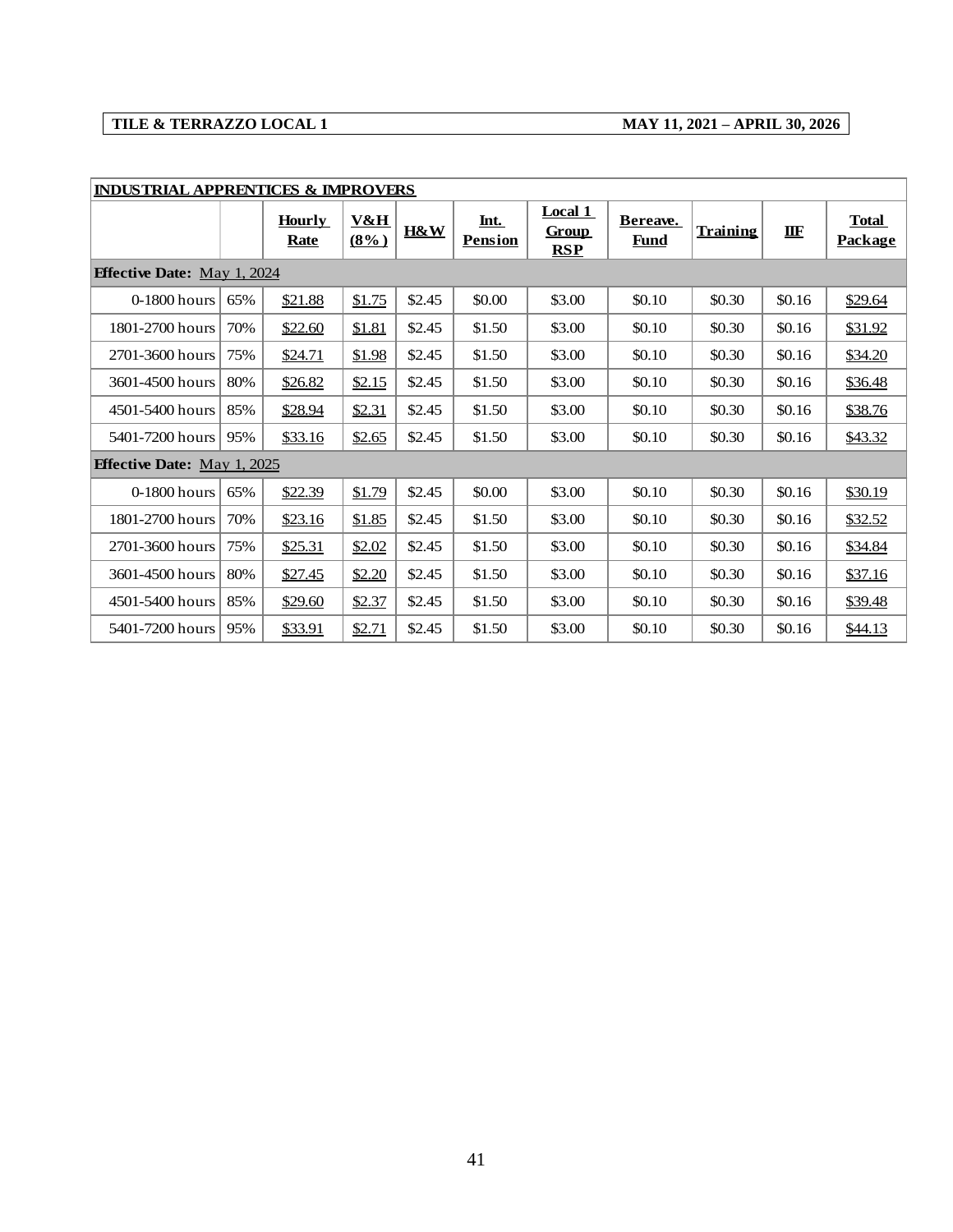| TILE & TERRAZZO LOCAL 1 | MAY 11, 2021 – APRIL 30, 2026 |
|---|---|

**INDUSTRIAL APPRENTICES & IMPROVERS**

| | | Hourly Rate | V&H (8%) | H&W | Int. Pension | Local 1 Group RSP | Bereave. Fund | Training | IIF | Total Package |
|---|---|---|---|---|---|---|---|---|---|---|
| **Effective Date:** May 1, 2024 | | | | | | | | | | |
| 0-1800 hours | 65% | $21.88 | $1.75 | $2.45 | $0.00 | $3.00 | $0.10 | $0.30 | $0.16 | $29.64 |
| 1801-2700 hours | 70% | $22.60 | $1.81 | $2.45 | $1.50 | $3.00 | $0.10 | $0.30 | $0.16 | $31.92 |
| 2701-3600 hours | 75% | $24.71 | $1.98 | $2.45 | $1.50 | $3.00 | $0.10 | $0.30 | $0.16 | $34.20 |
| 3601-4500 hours | 80% | $26.82 | $2.15 | $2.45 | $1.50 | $3.00 | $0.10 | $0.30 | $0.16 | $36.48 |
| 4501-5400 hours | 85% | $28.94 | $2.31 | $2.45 | $1.50 | $3.00 | $0.10 | $0.30 | $0.16 | $38.76 |
| 5401-7200 hours | 95% | $33.16 | $2.65 | $2.45 | $1.50 | $3.00 | $0.10 | $0.30 | $0.16 | $43.32 |
| **Effective Date:** May 1, 2025 | | | | | | | | | | |
| 0-1800 hours | 65% | $22.39 | $1.79 | $2.45 | $0.00 | $3.00 | $0.10 | $0.30 | $0.16 | $30.19 |
| 1801-2700 hours | 70% | $23.16 | $1.85 | $2.45 | $1.50 | $3.00 | $0.10 | $0.30 | $0.16 | $32.52 |
| 2701-3600 hours | 75% | $25.31 | $2.02 | $2.45 | $1.50 | $3.00 | $0.10 | $0.30 | $0.16 | $34.84 |
| 3601-4500 hours | 80% | $27.45 | $2.20 | $2.45 | $1.50 | $3.00 | $0.10 | $0.30 | $0.16 | $37.16 |
| 4501-5400 hours | 85% | $29.60 | $2.37 | $2.45 | $1.50 | $3.00 | $0.10 | $0.30 | $0.16 | $39.48 |
| 5401-7200 hours | 95% | $33.91 | $2.71 | $2.45 | $1.50 | $3.00 | $0.10 | $0.30 | $0.16 | $44.13 |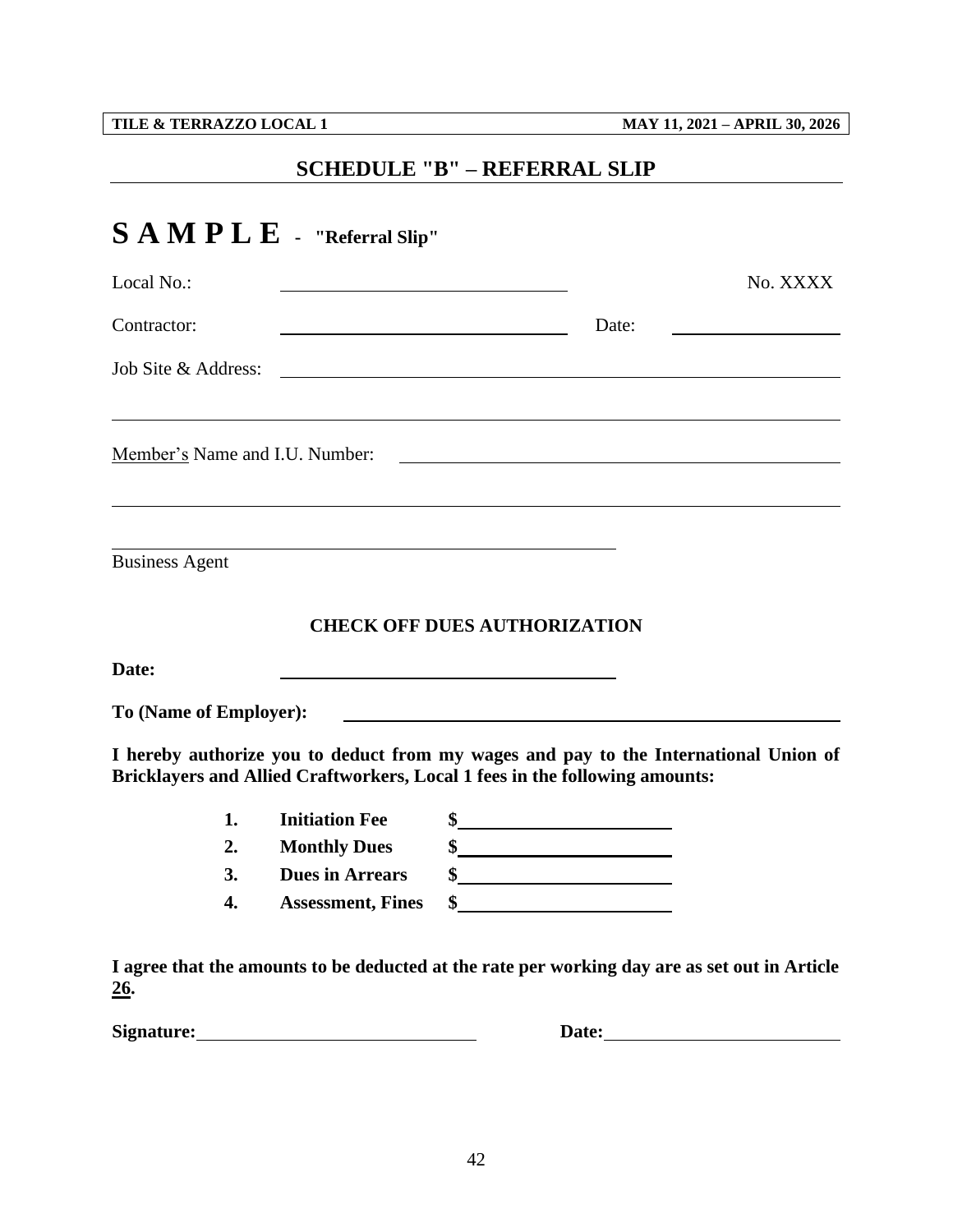## SCHEDULE "B" – REFERRAL SLIP

# S A M P L E - "Referral Slip"

Local No.: ______________________________ No. XXXX

Contractor: ______________________________ Date: ________________

Job Site & Address: ________________________________________________

____________________________________________________________________

Member's Name and I.U. Number: ______________________________________

____________________________________________________________________

________________________________________________

Business Agent

### CHECK OFF DUES AUTHORIZATION

**Date:** ________________________________

**To (Name of Employer):** __________________________________________

**I hereby authorize you to deduct from my wages and pay to the International Union of Bricklayers and Allied Craftworkers, Local 1 fees in the following amounts:**

1. **Initiation Fee** **$**____________________
2. **Monthly Dues** **$**____________________
3. **Dues in Arrears** **$**____________________
4. **Assessment, Fines** **$**____________________

**I agree that the amounts to be deducted at the rate per working day are as set out in Article 26.**

**Signature:**__________________________ **Date:**______________________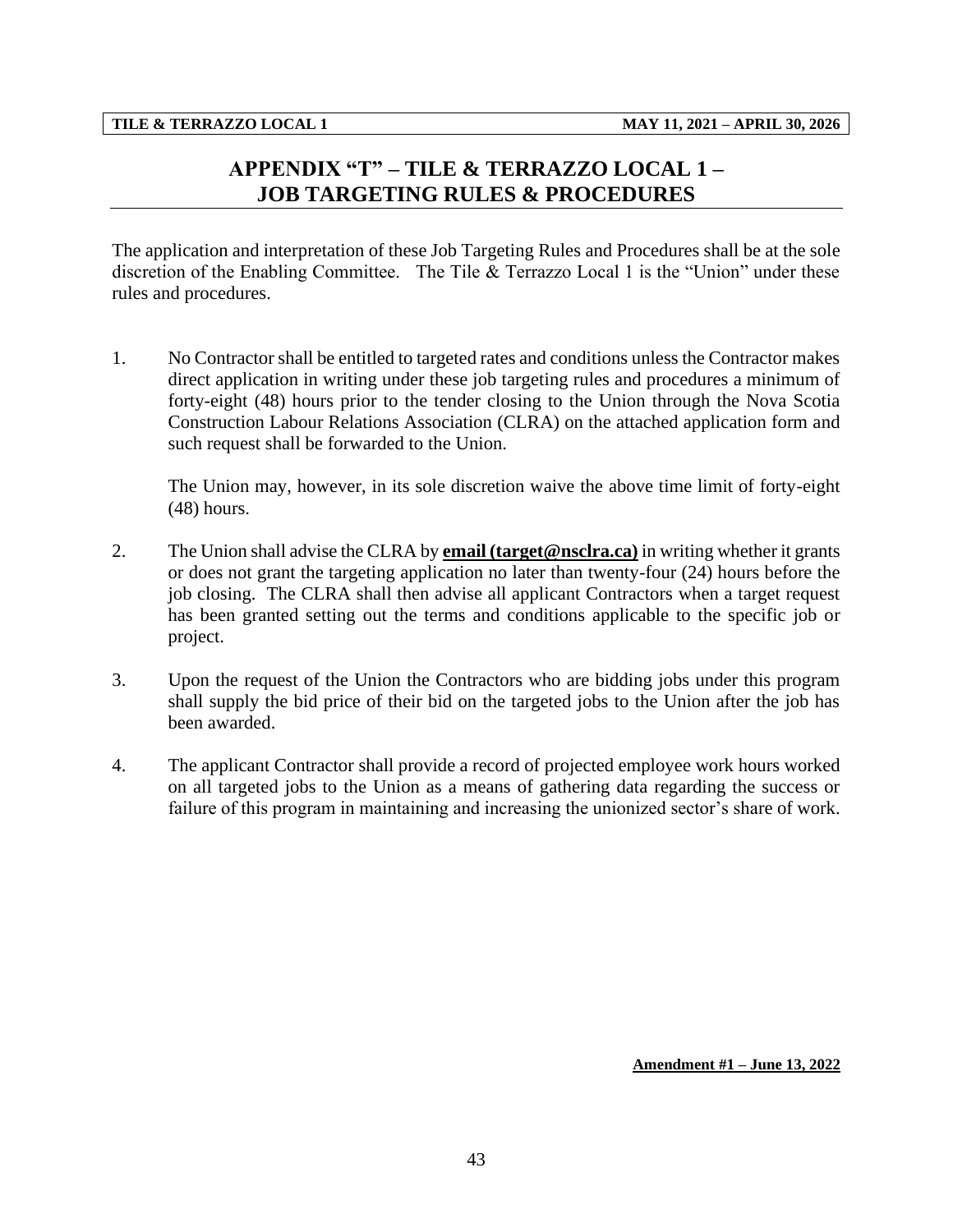# APPENDIX "T" – TILE & TERRAZZO LOCAL 1 – JOB TARGETING RULES & PROCEDURES

The application and interpretation of these Job Targeting Rules and Procedures shall be at the sole discretion of the Enabling Committee. The Tile & Terrazzo Local 1 is the "Union" under these rules and procedures.

1. No Contractor shall be entitled to targeted rates and conditions unless the Contractor makes direct application in writing under these job targeting rules and procedures a minimum of forty-eight (48) hours prior to the tender closing to the Union through the Nova Scotia Construction Labour Relations Association (CLRA) on the attached application form and such request shall be forwarded to the Union.

   The Union may, however, in its sole discretion waive the above time limit of forty-eight (48) hours.

2. The Union shall advise the CLRA by **email (target@nsclra.ca)** in writing whether it grants or does not grant the targeting application no later than twenty-four (24) hours before the job closing. The CLRA shall then advise all applicant Contractors when a target request has been granted setting out the terms and conditions applicable to the specific job or project.

3. Upon the request of the Union the Contractors who are bidding jobs under this program shall supply the bid price of their bid on the targeted jobs to the Union after the job has been awarded.

4. The applicant Contractor shall provide a record of projected employee work hours worked on all targeted jobs to the Union as a means of gathering data regarding the success or failure of this program in maintaining and increasing the unionized sector's share of work.

**Amendment #1 – June 13, 2022**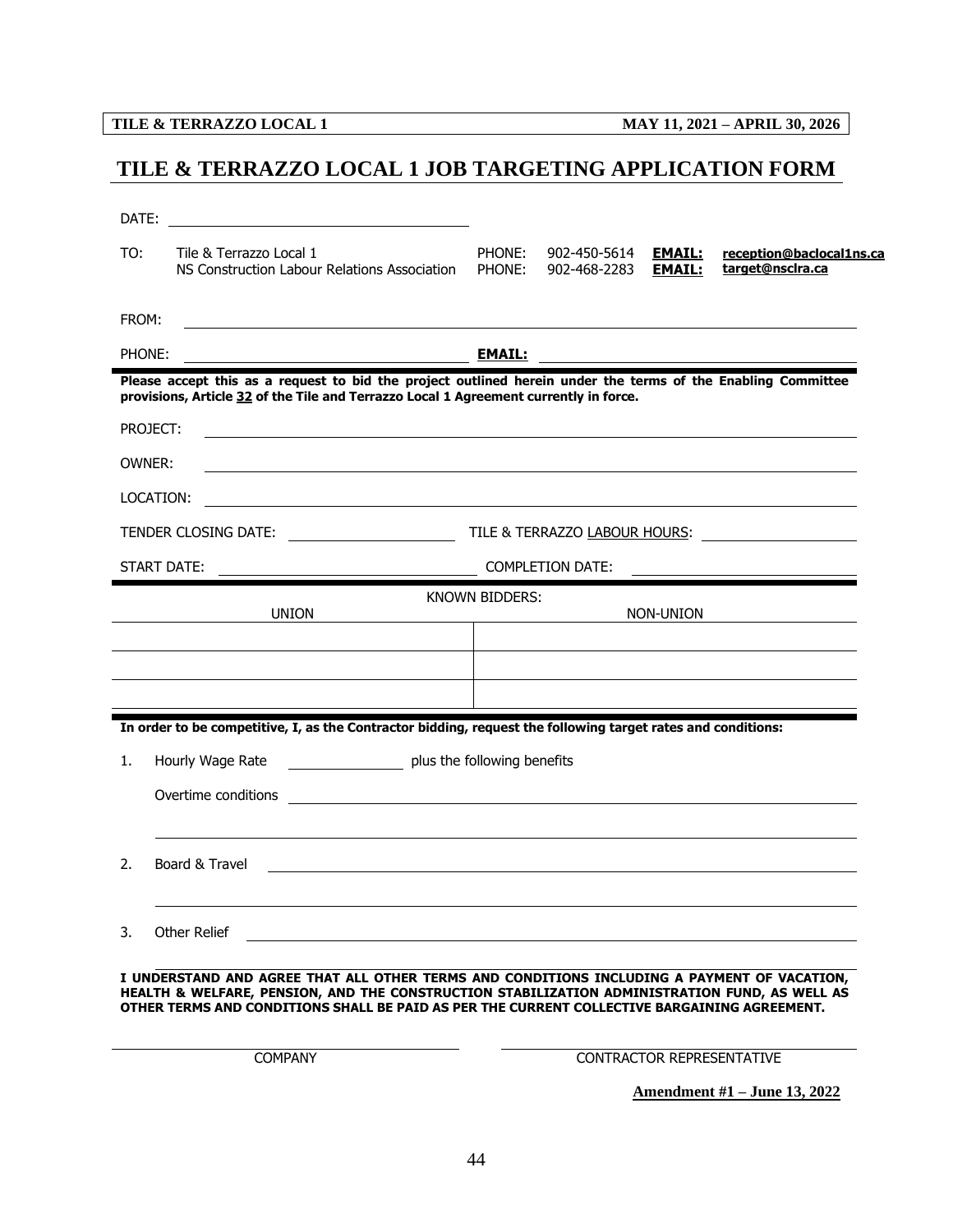# TILE & TERRAZZO LOCAL 1 JOB TARGETING APPLICATION FORM

DATE: ______________________________

| | | | | | |
|---|---|---|---|---|---|
| TO: | Tile & Terrazzo Local 1 | PHONE: | 902-450-5614 | **EMAIL:** | **reception@baclocal1ns.ca** |
| | NS Construction Labour Relations Association | PHONE: | 902-468-2283 | **EMAIL:** | **target@nsclra.ca** |

FROM: ______________________________

PHONE: ______________________________ **EMAIL:** ______________________________

**Please accept this as a request to bid the project outlined herein under the terms of the Enabling Committee provisions, Article 32 of the Tile and Terrazzo Local 1 Agreement currently in force.**

PROJECT: ______________________________

OWNER: ______________________________

LOCATION: ______________________________

TENDER CLOSING DATE: ______________________________ TILE & TERRAZZO LABOUR HOURS: ______________________________

START DATE: ______________________________ COMPLETION DATE: ______________________________

KNOWN BIDDERS:

| UNION | NON-UNION |
|---|---|
| | |
| | |
| | |

**In order to be competitive, I, as the Contractor bidding, request the following target rates and conditions:**

1. Hourly Wage Rate ______________ plus the following benefits

   Overtime conditions ______________________________

   ______________________________

2. Board & Travel ______________________________

   ______________________________

3. Other Relief ______________________________

   ______________________________

**I UNDERSTAND AND AGREE THAT ALL OTHER TERMS AND CONDITIONS INCLUDING A PAYMENT OF VACATION, HEALTH & WELFARE, PENSION, AND THE CONSTRUCTION STABILIZATION ADMINISTRATION FUND, AS WELL AS OTHER TERMS AND CONDITIONS SHALL BE PAID AS PER THE CURRENT COLLECTIVE BARGAINING AGREEMENT.**

______________________________ ______________________________

COMPANY CONTRACTOR REPRESENTATIVE

**Amendment #1 – June 13, 2022**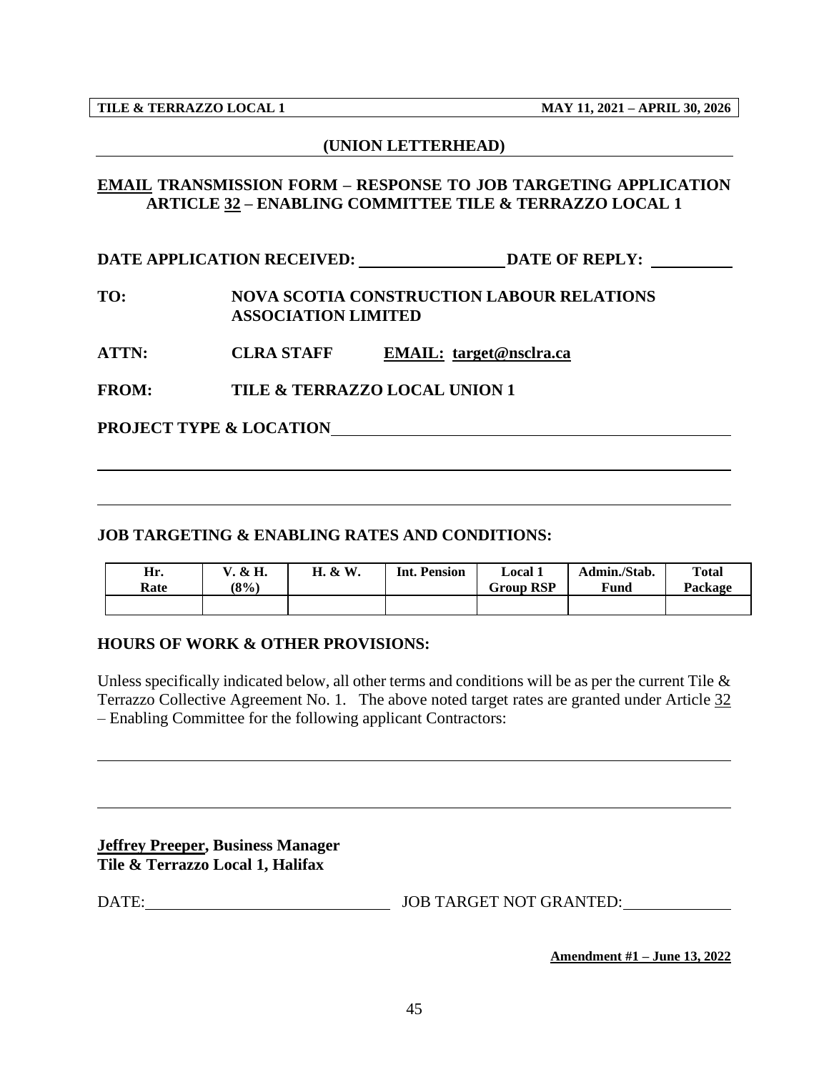**(UNION LETTERHEAD)**

## **EMAIL TRANSMISSION FORM – RESPONSE TO JOB TARGETING APPLICATION ARTICLE 32 – ENABLING COMMITTEE TILE & TERRAZZO LOCAL 1**

**DATE APPLICATION RECEIVED:** ______________ **DATE OF REPLY:** __________

**TO:** **NOVA SCOTIA CONSTRUCTION LABOUR RELATIONS ASSOCIATION LIMITED**

**ATTN:** **CLRA STAFF** **EMAIL: target@nsclra.ca**

**FROM:** **TILE & TERRAZZO LOCAL UNION 1**

**PROJECT TYPE & LOCATION** ________________________________________

____________________________________________________________________

____________________________________________________________________

**JOB TARGETING & ENABLING RATES AND CONDITIONS:**

| Hr. Rate | V. & H. (8%) | H. & W. | Int. Pension | Local 1 Group RSP | Admin./Stab. Fund | Total Package |
|---|---|---|---|---|---|---|
| | | | | | | |

**HOURS OF WORK & OTHER PROVISIONS:**

Unless specifically indicated below, all other terms and conditions will be as per the current Tile & Terrazzo Collective Agreement No. 1. The above noted target rates are granted under Article 32 – Enabling Committee for the following applicant Contractors:

____________________________________________________________________

____________________________________________________________________

**Jeffrey Preeper, Business Manager**
**Tile & Terrazzo Local 1, Halifax**

DATE: ______________________ JOB TARGET NOT GRANTED: __________

**Amendment #1 – June 13, 2022**